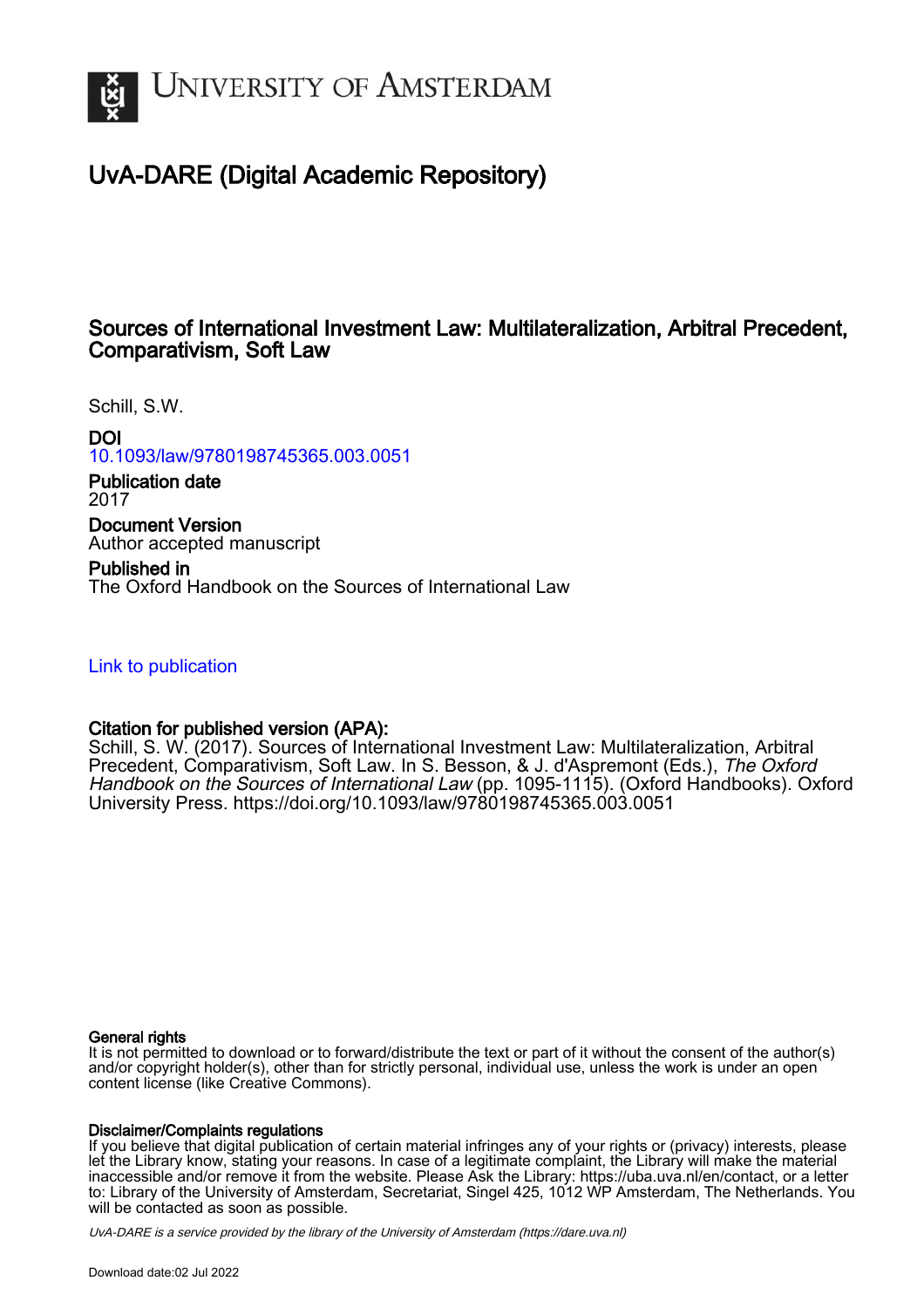UNIVERSITY OF AMSTERDAM

# UvA-DARE (Digital Academic Repository)

## Sources of International Investment Law: Multilateralization, Arbitral Precedent, Comparativism, Soft Law

Schill, S.W.

**DOI**
10.1093/law/9780198745365.003.0051

**Publication date**
2017

**Document Version**
Author accepted manuscript

**Published in**
The Oxford Handbook on the Sources of International Law

Link to publication

**Citation for published version (APA):**
Schill, S. W. (2017). Sources of International Investment Law: Multilateralization, Arbitral Precedent, Comparativism, Soft Law. In S. Besson, & J. d'Aspremont (Eds.), *The Oxford Handbook on the Sources of International Law* (pp. 1095-1115). (Oxford Handbooks). Oxford University Press. https://doi.org/10.1093/law/9780198745365.003.0051

**General rights**
It is not permitted to download or to forward/distribute the text or part of it without the consent of the author(s) and/or copyright holder(s), other than for strictly personal, individual use, unless the work is under an open content license (like Creative Commons).

**Disclaimer/Complaints regulations**
If you believe that digital publication of certain material infringes any of your rights or (privacy) interests, please let the Library know, stating your reasons. In case of a legitimate complaint, the Library will make the material inaccessible and/or remove it from the website. Please Ask the Library: https://uba.uva.nl/en/contact, or a letter to: Library of the University of Amsterdam, Secretariat, Singel 425, 1012 WP Amsterdam, The Netherlands. You will be contacted as soon as possible.

*UvA-DARE is a service provided by the library of the University of Amsterdam (https://dare.uva.nl)*

Download date:02 Jul 2022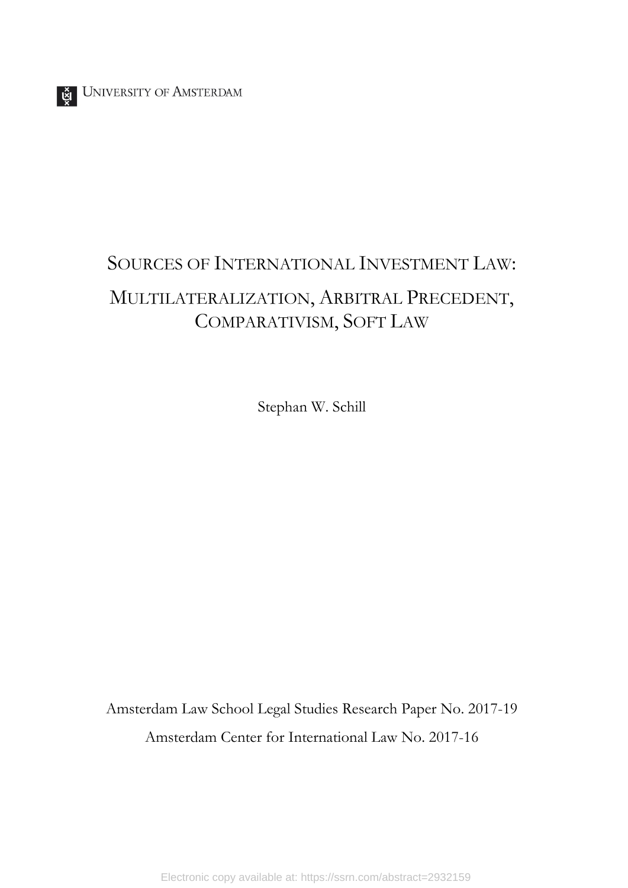UNIVERSITY OF AMSTERDAM

# SOURCES OF INTERNATIONAL INVESTMENT LAW: MULTILATERALIZATION, ARBITRAL PRECEDENT, COMPARATIVISM, SOFT LAW

Stephan W. Schill

Amsterdam Law School Legal Studies Research Paper No. 2017-19

Amsterdam Center for International Law No. 2017-16

Electronic copy available at: https://ssrn.com/abstract=2932159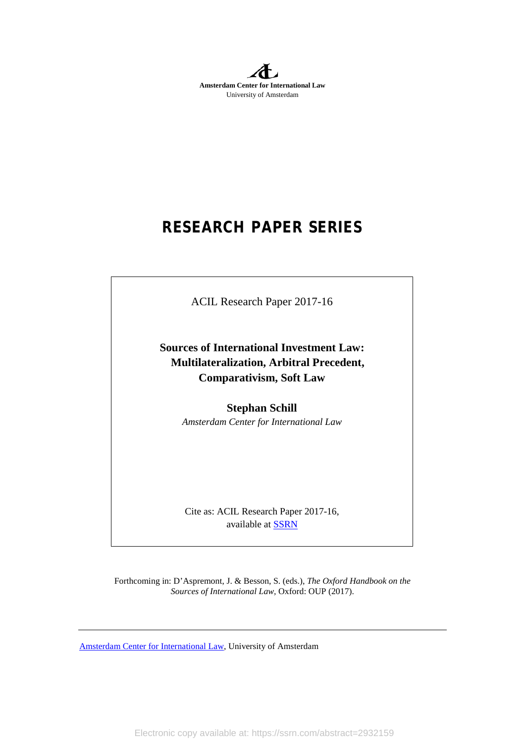Amsterdam Center for International Law
University of Amsterdam

# RESEARCH PAPER SERIES

ACIL Research Paper 2017-16

**Sources of International Investment Law: Multilateralization, Arbitral Precedent, Comparativism, Soft Law**

**Stephan Schill**
*Amsterdam Center for International Law*

Cite as: ACIL Research Paper 2017-16, available at SSRN

Forthcoming in: D'Aspremont, J. & Besson, S. (eds.), *The Oxford Handbook on the Sources of International Law*, Oxford: OUP (2017).

Amsterdam Center for International Law, University of Amsterdam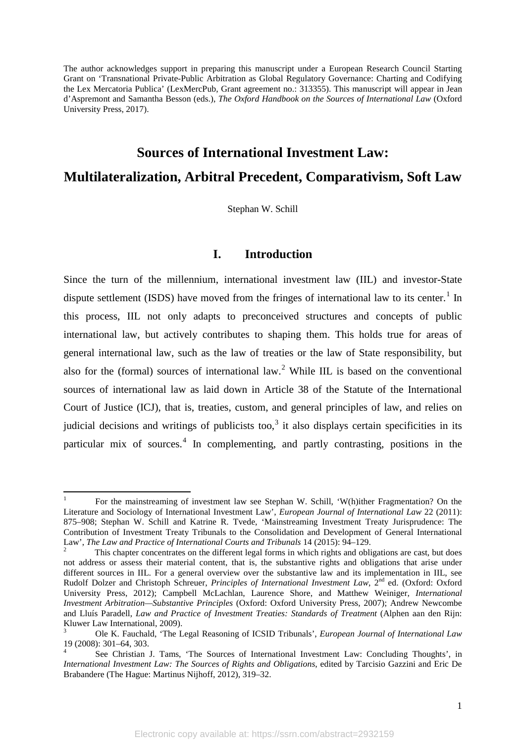The author acknowledges support in preparing this manuscript under a European Research Council Starting Grant on 'Transnational Private-Public Arbitration as Global Regulatory Governance: Charting and Codifying the Lex Mercatoria Publica' (LexMercPub, Grant agreement no.: 313355). This manuscript will appear in Jean d'Aspremont and Samantha Besson (eds.), *The Oxford Handbook on the Sources of International Law* (Oxford University Press, 2017).

# Sources of International Investment Law: Multilateralization, Arbitral Precedent, Comparativism, Soft Law

Stephan W. Schill

## I. Introduction

Since the turn of the millennium, international investment law (IIL) and investor-State dispute settlement (ISDS) have moved from the fringes of international law to its center.[1] In this process, IIL not only adapts to preconceived structures and concepts of public international law, but actively contributes to shaping them. This holds true for areas of general international law, such as the law of treaties or the law of State responsibility, but also for the (formal) sources of international law.[2] While IIL is based on the conventional sources of international law as laid down in Article 38 of the Statute of the International Court of Justice (ICJ), that is, treaties, custom, and general principles of law, and relies on judicial decisions and writings of publicists too,[3] it also displays certain specificities in its particular mix of sources.[4] In complementing, and partly contrasting, positions in the

---

[1] For the mainstreaming of investment law see Stephan W. Schill, 'W(h)ither Fragmentation? On the Literature and Sociology of International Investment Law', *European Journal of International Law* 22 (2011): 875–908; Stephan W. Schill and Katrine R. Tvede, 'Mainstreaming Investment Treaty Jurisprudence: The Contribution of Investment Treaty Tribunals to the Consolidation and Development of General International Law', *The Law and Practice of International Courts and Tribunals* 14 (2015): 94–129.

[2] This chapter concentrates on the different legal forms in which rights and obligations are cast, but does not address or assess their material content, that is, the substantive rights and obligations that arise under different sources in IIL. For a general overview over the substantive law and its implementation in IIL, see Rudolf Dolzer and Christoph Schreuer, *Principles of International Investment Law*, 2nd ed. (Oxford: Oxford University Press, 2012); Campbell McLachlan, Laurence Shore, and Matthew Weiniger, *International Investment Arbitration—Substantive Principles* (Oxford: Oxford University Press, 2007); Andrew Newcombe and Lluís Paradell, *Law and Practice of Investment Treaties: Standards of Treatment* (Alphen aan den Rijn: Kluwer Law International, 2009).

[3] Ole K. Fauchald, 'The Legal Reasoning of ICSID Tribunals', *European Journal of International Law* 19 (2008): 301–64, 303.

[4] See Christian J. Tams, 'The Sources of International Investment Law: Concluding Thoughts', in *International Investment Law: The Sources of Rights and Obligations*, edited by Tarcisio Gazzini and Eric De Brabandere (The Hague: Martinus Nijhoff, 2012), 319–32.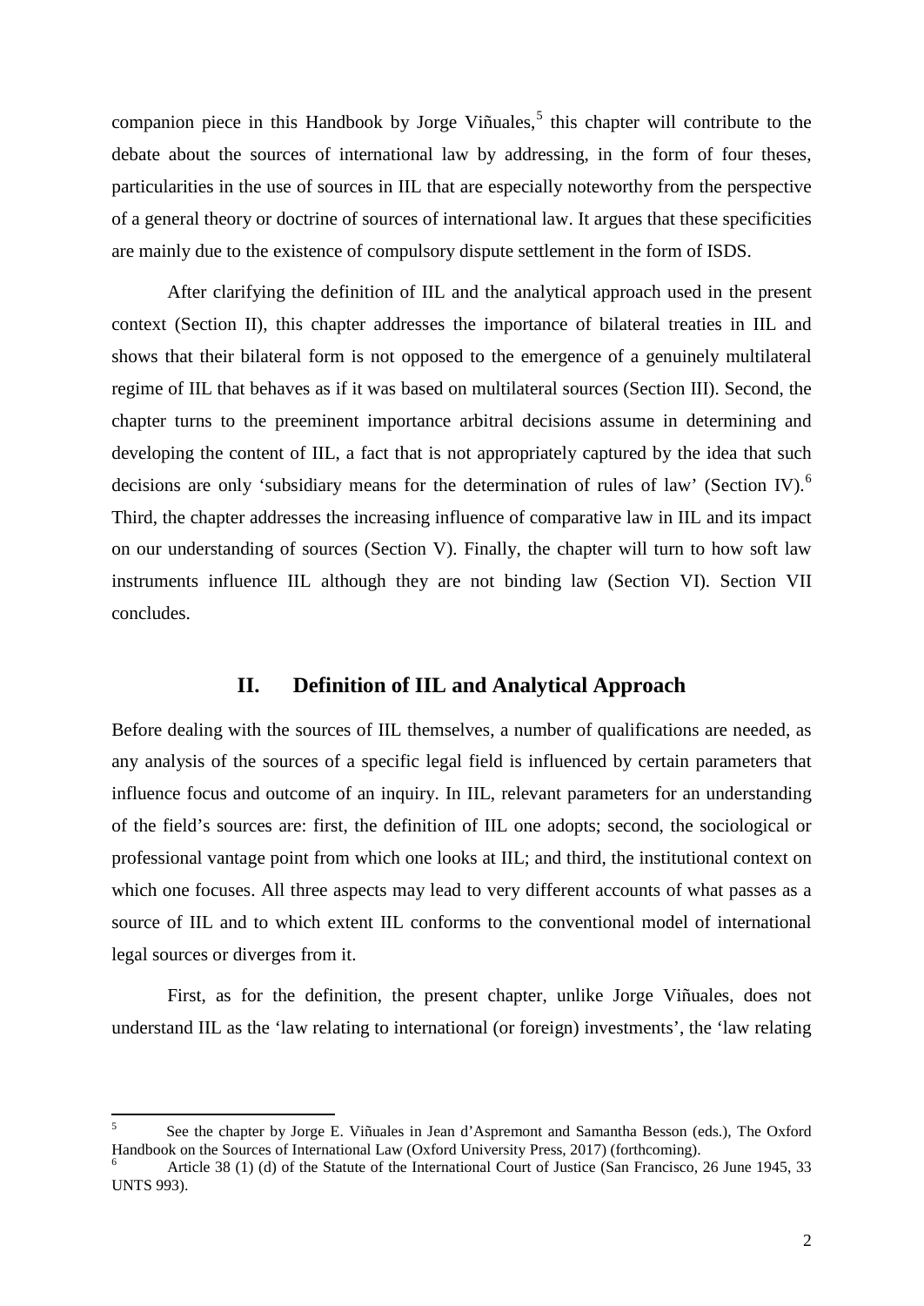companion piece in this Handbook by Jorge Viñuales,[5] this chapter will contribute to the debate about the sources of international law by addressing, in the form of four theses, particularities in the use of sources in IIL that are especially noteworthy from the perspective of a general theory or doctrine of sources of international law. It argues that these specificities are mainly due to the existence of compulsory dispute settlement in the form of ISDS.

After clarifying the definition of IIL and the analytical approach used in the present context (Section II), this chapter addresses the importance of bilateral treaties in IIL and shows that their bilateral form is not opposed to the emergence of a genuinely multilateral regime of IIL that behaves as if it was based on multilateral sources (Section III). Second, the chapter turns to the preeminent importance arbitral decisions assume in determining and developing the content of IIL, a fact that is not appropriately captured by the idea that such decisions are only 'subsidiary means for the determination of rules of law' (Section IV).[6] Third, the chapter addresses the increasing influence of comparative law in IIL and its impact on our understanding of sources (Section V). Finally, the chapter will turn to how soft law instruments influence IIL although they are not binding law (Section VI). Section VII concludes.

## II. Definition of IIL and Analytical Approach

Before dealing with the sources of IIL themselves, a number of qualifications are needed, as any analysis of the sources of a specific legal field is influenced by certain parameters that influence focus and outcome of an inquiry. In IIL, relevant parameters for an understanding of the field's sources are: first, the definition of IIL one adopts; second, the sociological or professional vantage point from which one looks at IIL; and third, the institutional context on which one focuses. All three aspects may lead to very different accounts of what passes as a source of IIL and to which extent IIL conforms to the conventional model of international legal sources or diverges from it.

First, as for the definition, the present chapter, unlike Jorge Viñuales, does not understand IIL as the 'law relating to international (or foreign) investments', the 'law relating

---

[5] See the chapter by Jorge E. Viñuales in Jean d'Aspremont and Samantha Besson (eds.), The Oxford Handbook on the Sources of International Law (Oxford University Press, 2017) (forthcoming).

[6] Article 38 (1) (d) of the Statute of the International Court of Justice (San Francisco, 26 June 1945, 33 UNTS 993).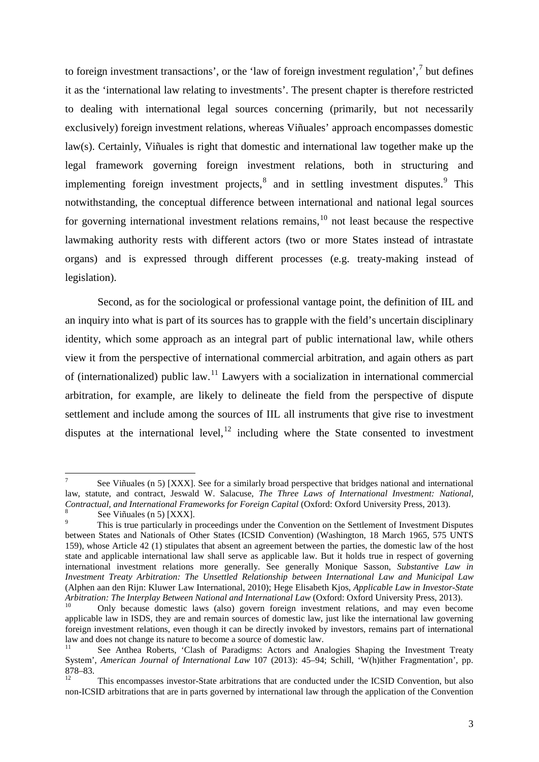to foreign investment transactions', or the 'law of foreign investment regulation',[7] but defines it as the 'international law relating to investments'. The present chapter is therefore restricted to dealing with international legal sources concerning (primarily, but not necessarily exclusively) foreign investment relations, whereas Viñuales' approach encompasses domestic law(s). Certainly, Viñuales is right that domestic and international law together make up the legal framework governing foreign investment relations, both in structuring and implementing foreign investment projects,[8] and in settling investment disputes.[9] This notwithstanding, the conceptual difference between international and national legal sources for governing international investment relations remains,[10] not least because the respective lawmaking authority rests with different actors (two or more States instead of intrastate organs) and is expressed through different processes (e.g. treaty-making instead of legislation).

Second, as for the sociological or professional vantage point, the definition of IIL and an inquiry into what is part of its sources has to grapple with the field's uncertain disciplinary identity, which some approach as an integral part of public international law, while others view it from the perspective of international commercial arbitration, and again others as part of (internationalized) public law.[11] Lawyers with a socialization in international commercial arbitration, for example, are likely to delineate the field from the perspective of dispute settlement and include among the sources of IIL all instruments that give rise to investment disputes at the international level,[12] including where the State consented to investment

---

[7] See Viñuales (n 5) [XXX]. See for a similarly broad perspective that bridges national and international law, statute, and contract, Jeswald W. Salacuse, *The Three Laws of International Investment: National, Contractual, and International Frameworks for Foreign Capital* (Oxford: Oxford University Press, 2013).

[8] See Viñuales (n 5) [XXX].

[9] This is true particularly in proceedings under the Convention on the Settlement of Investment Disputes between States and Nationals of Other States (ICSID Convention) (Washington, 18 March 1965, 575 UNTS 159), whose Article 42 (1) stipulates that absent an agreement between the parties, the domestic law of the host state and applicable international law shall serve as applicable law. But it holds true in respect of governing international investment relations more generally. See generally Monique Sasson, *Substantive Law in Investment Treaty Arbitration: The Unsettled Relationship between International Law and Municipal Law* (Alphen aan den Rijn: Kluwer Law International, 2010); Hege Elisabeth Kjos, *Applicable Law in Investor-State Arbitration: The Interplay Between National and International Law* (Oxford: Oxford University Press, 2013).

[10] Only because domestic laws (also) govern foreign investment relations, and may even become applicable law in ISDS, they are and remain sources of domestic law, just like the international law governing foreign investment relations, even though it can be directly invoked by investors, remains part of international law and does not change its nature to become a source of domestic law.

[11] See Anthea Roberts, 'Clash of Paradigms: Actors and Analogies Shaping the Investment Treaty System', *American Journal of International Law* 107 (2013): 45–94; Schill, 'W(h)ither Fragmentation', pp. 878–83.

[12] This encompasses investor-State arbitrations that are conducted under the ICSID Convention, but also non-ICSID arbitrations that are in parts governed by international law through the application of the Convention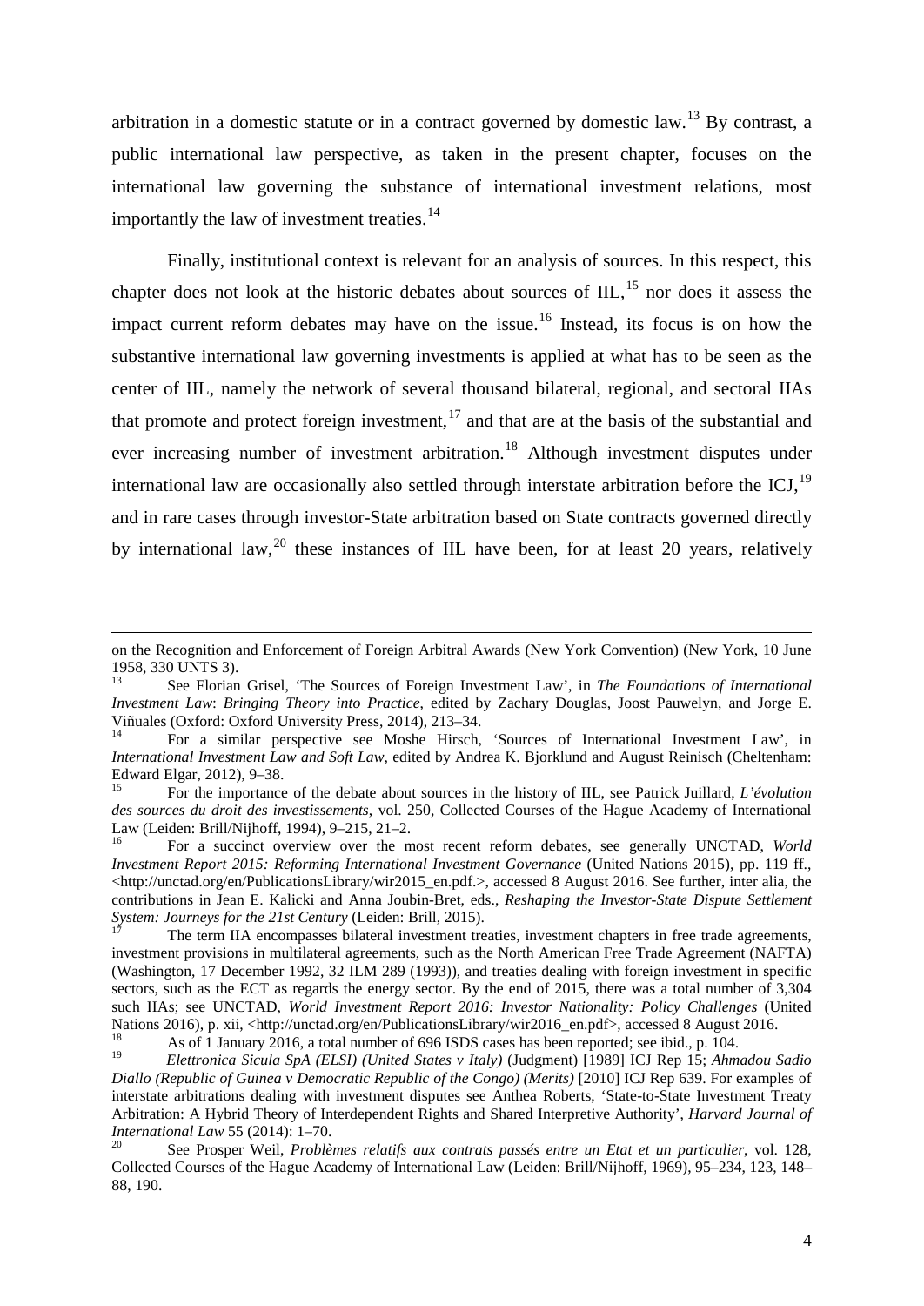arbitration in a domestic statute or in a contract governed by domestic law.[13] By contrast, a public international law perspective, as taken in the present chapter, focuses on the international law governing the substance of international investment relations, most importantly the law of investment treaties.[14]

Finally, institutional context is relevant for an analysis of sources. In this respect, this chapter does not look at the historic debates about sources of IIL,[15] nor does it assess the impact current reform debates may have on the issue.[16] Instead, its focus is on how the substantive international law governing investments is applied at what has to be seen as the center of IIL, namely the network of several thousand bilateral, regional, and sectoral IIAs that promote and protect foreign investment,[17] and that are at the basis of the substantial and ever increasing number of investment arbitration.[18] Although investment disputes under international law are occasionally also settled through interstate arbitration before the ICJ,[19] and in rare cases through investor-State arbitration based on State contracts governed directly by international law,[20] these instances of IIL have been, for at least 20 years, relatively

---

on the Recognition and Enforcement of Foreign Arbitral Awards (New York Convention) (New York, 10 June 1958, 330 UNTS 3).

[13] See Florian Grisel, 'The Sources of Foreign Investment Law', in *The Foundations of International Investment Law*: *Bringing Theory into Practice,* edited by Zachary Douglas, Joost Pauwelyn, and Jorge E. Viñuales (Oxford: Oxford University Press, 2014), 213–34.

[14] For a similar perspective see Moshe Hirsch, 'Sources of International Investment Law', in *International Investment Law and Soft Law*, edited by Andrea K. Bjorklund and August Reinisch (Cheltenham: Edward Elgar, 2012), 9–38.

[15] For the importance of the debate about sources in the history of IIL, see Patrick Juillard, *L'évolution des sources du droit des investissements*, vol. 250, Collected Courses of the Hague Academy of International Law (Leiden: Brill/Nijhoff, 1994), 9–215, 21–2.

[16] For a succinct overview over the most recent reform debates, see generally UNCTAD, *World Investment Report 2015: Reforming International Investment Governance* (United Nations 2015), pp. 119 ff., <http://unctad.org/en/PublicationsLibrary/wir2015_en.pdf.>, accessed 8 August 2016. See further, inter alia, the contributions in Jean E. Kalicki and Anna Joubin-Bret, eds., *Reshaping the Investor-State Dispute Settlement System: Journeys for the 21st Century* (Leiden: Brill, 2015).

[17] The term IIA encompasses bilateral investment treaties, investment chapters in free trade agreements, investment provisions in multilateral agreements, such as the North American Free Trade Agreement (NAFTA) (Washington, 17 December 1992, 32 ILM 289 (1993)), and treaties dealing with foreign investment in specific sectors, such as the ECT as regards the energy sector. By the end of 2015, there was a total number of 3,304 such IIAs; see UNCTAD, *World Investment Report 2016: Investor Nationality: Policy Challenges* (United Nations 2016), p. xii, <http://unctad.org/en/PublicationsLibrary/wir2016_en.pdf>, accessed 8 August 2016.

[18] As of 1 January 2016, a total number of 696 ISDS cases has been reported; see ibid., p. 104.

[19] *Elettronica Sicula SpA (ELSI) (United States v Italy)* (Judgment) [1989] ICJ Rep 15; *Ahmadou Sadio Diallo (Republic of Guinea v Democratic Republic of the Congo) (Merits)* [2010] ICJ Rep 639. For examples of interstate arbitrations dealing with investment disputes see Anthea Roberts, 'State-to-State Investment Treaty Arbitration: A Hybrid Theory of Interdependent Rights and Shared Interpretive Authority', *Harvard Journal of International Law* 55 (2014): 1–70.

[20] See Prosper Weil, *Problèmes relatifs aux contrats passés entre un Etat et un particulier*, vol. 128, Collected Courses of the Hague Academy of International Law (Leiden: Brill/Nijhoff, 1969), 95–234, 123, 148–88, 190.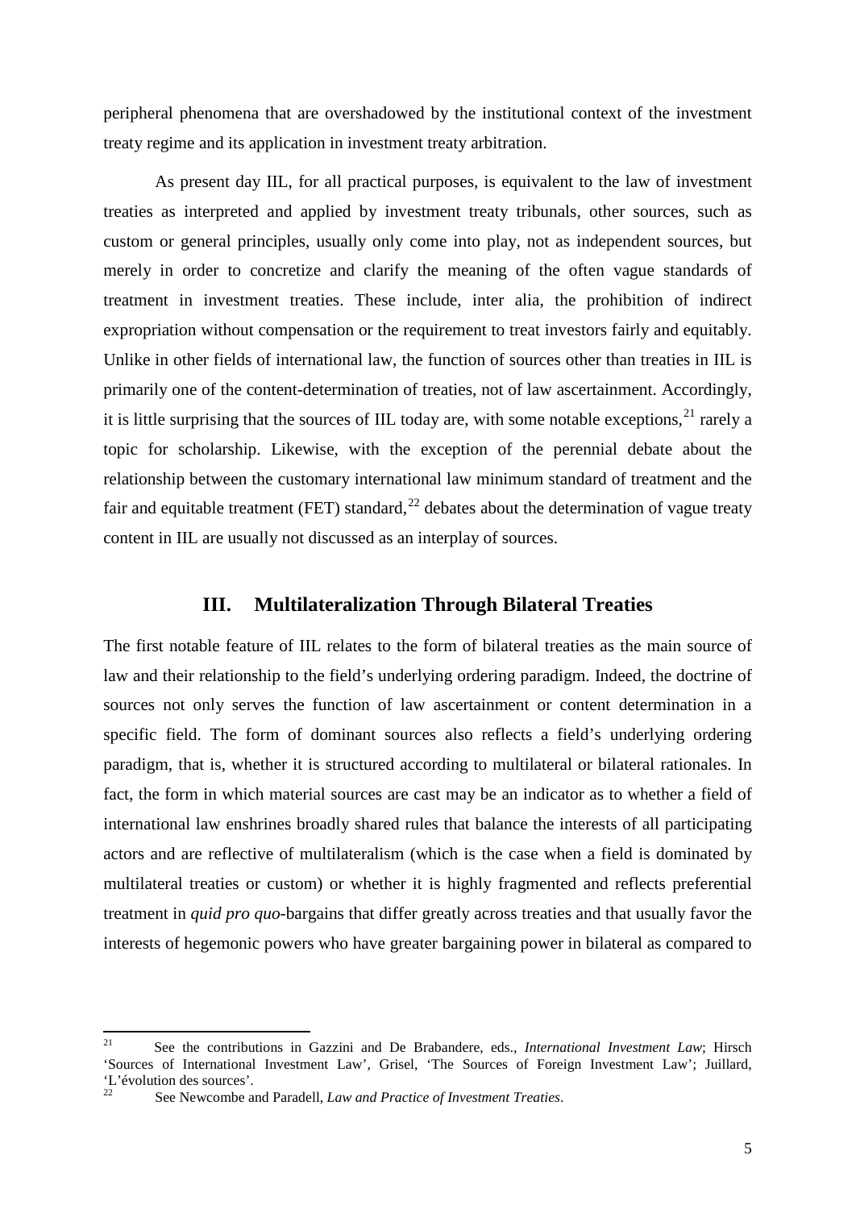peripheral phenomena that are overshadowed by the institutional context of the investment treaty regime and its application in investment treaty arbitration.

As present day IIL, for all practical purposes, is equivalent to the law of investment treaties as interpreted and applied by investment treaty tribunals, other sources, such as custom or general principles, usually only come into play, not as independent sources, but merely in order to concretize and clarify the meaning of the often vague standards of treatment in investment treaties. These include, inter alia, the prohibition of indirect expropriation without compensation or the requirement to treat investors fairly and equitably. Unlike in other fields of international law, the function of sources other than treaties in IIL is primarily one of the content-determination of treaties, not of law ascertainment. Accordingly, it is little surprising that the sources of IIL today are, with some notable exceptions,[21] rarely a topic for scholarship. Likewise, with the exception of the perennial debate about the relationship between the customary international law minimum standard of treatment and the fair and equitable treatment (FET) standard,[22] debates about the determination of vague treaty content in IIL are usually not discussed as an interplay of sources.

## III. Multilateralization Through Bilateral Treaties

The first notable feature of IIL relates to the form of bilateral treaties as the main source of law and their relationship to the field's underlying ordering paradigm. Indeed, the doctrine of sources not only serves the function of law ascertainment or content determination in a specific field. The form of dominant sources also reflects a field's underlying ordering paradigm, that is, whether it is structured according to multilateral or bilateral rationales. In fact, the form in which material sources are cast may be an indicator as to whether a field of international law enshrines broadly shared rules that balance the interests of all participating actors and are reflective of multilateralism (which is the case when a field is dominated by multilateral treaties or custom) or whether it is highly fragmented and reflects preferential treatment in *quid pro quo*-bargains that differ greatly across treaties and that usually favor the interests of hegemonic powers who have greater bargaining power in bilateral as compared to

---

[21] See the contributions in Gazzini and De Brabandere, eds., *International Investment Law*; Hirsch 'Sources of International Investment Law', Grisel, 'The Sources of Foreign Investment Law'; Juillard, 'L'évolution des sources'.

[22] See Newcombe and Paradell, *Law and Practice of Investment Treaties*.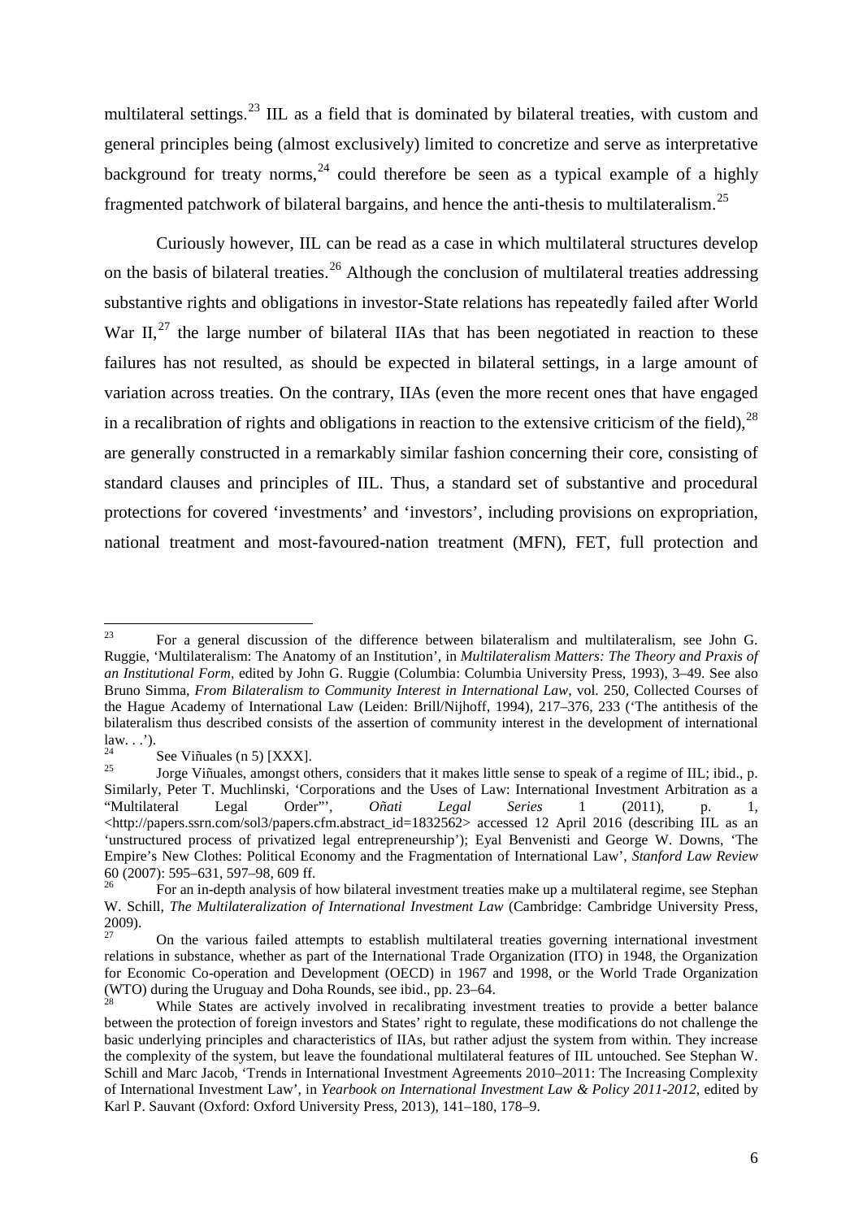multilateral settings.[23] IIL as a field that is dominated by bilateral treaties, with custom and general principles being (almost exclusively) limited to concretize and serve as interpretative background for treaty norms,[24] could therefore be seen as a typical example of a highly fragmented patchwork of bilateral bargains, and hence the anti-thesis to multilateralism.[25]

Curiously however, IIL can be read as a case in which multilateral structures develop on the basis of bilateral treaties.[26] Although the conclusion of multilateral treaties addressing substantive rights and obligations in investor-State relations has repeatedly failed after World War II,[27] the large number of bilateral IIAs that has been negotiated in reaction to these failures has not resulted, as should be expected in bilateral settings, in a large amount of variation across treaties. On the contrary, IIAs (even the more recent ones that have engaged in a recalibration of rights and obligations in reaction to the extensive criticism of the field),[28] are generally constructed in a remarkably similar fashion concerning their core, consisting of standard clauses and principles of IIL. Thus, a standard set of substantive and procedural protections for covered 'investments' and 'investors', including provisions on expropriation, national treatment and most-favoured-nation treatment (MFN), FET, full protection and

---

[23] For a general discussion of the difference between bilateralism and multilateralism, see John G. Ruggie, 'Multilateralism: The Anatomy of an Institution', in *Multilateralism Matters: The Theory and Praxis of an Institutional Form*, edited by John G. Ruggie (Columbia: Columbia University Press, 1993), 3–49. See also Bruno Simma, *From Bilateralism to Community Interest in International Law*, vol. 250, Collected Courses of the Hague Academy of International Law (Leiden: Brill/Nijhoff, 1994), 217–376, 233 ('The antithesis of the bilateralism thus described consists of the assertion of community interest in the development of international law. . .').

[24] See Viñuales (n 5) [XXX].

[25] Jorge Viñuales, amongst others, considers that it makes little sense to speak of a regime of IIL; ibid., p. Similarly, Peter T. Muchlinski, 'Corporations and the Uses of Law: International Investment Arbitration as a "Multilateral Legal Order"', *Oñati Legal Series* 1 (2011), p. 1, <http://papers.ssrn.com/sol3/papers.cfm.abstract_id=1832562> accessed 12 April 2016 (describing IIL as an 'unstructured process of privatized legal entrepreneurship'); Eyal Benvenisti and George W. Downs, 'The Empire's New Clothes: Political Economy and the Fragmentation of International Law', *Stanford Law Review* 60 (2007): 595–631, 597–98, 609 ff.

[26] For an in-depth analysis of how bilateral investment treaties make up a multilateral regime, see Stephan W. Schill, *The Multilateralization of International Investment Law* (Cambridge: Cambridge University Press, 2009).

[27] On the various failed attempts to establish multilateral treaties governing international investment relations in substance, whether as part of the International Trade Organization (ITO) in 1948, the Organization for Economic Co-operation and Development (OECD) in 1967 and 1998, or the World Trade Organization (WTO) during the Uruguay and Doha Rounds, see ibid., pp. 23–64.

[28] While States are actively involved in recalibrating investment treaties to provide a better balance between the protection of foreign investors and States' right to regulate, these modifications do not challenge the basic underlying principles and characteristics of IIAs, but rather adjust the system from within. They increase the complexity of the system, but leave the foundational multilateral features of IIL untouched. See Stephan W. Schill and Marc Jacob, 'Trends in International Investment Agreements 2010–2011: The Increasing Complexity of International Investment Law', in *Yearbook on International Investment Law & Policy 2011-2012*, edited by Karl P. Sauvant (Oxford: Oxford University Press, 2013), 141–180, 178–9.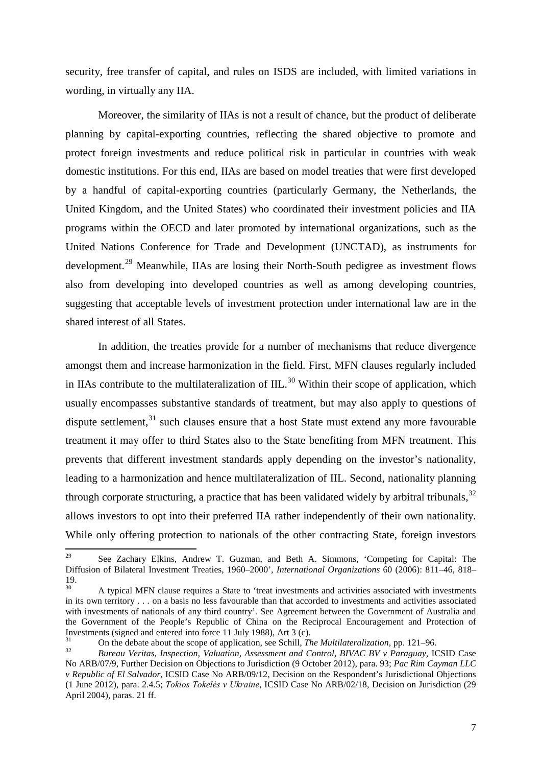security, free transfer of capital, and rules on ISDS are included, with limited variations in wording, in virtually any IIA.

Moreover, the similarity of IIAs is not a result of chance, but the product of deliberate planning by capital-exporting countries, reflecting the shared objective to promote and protect foreign investments and reduce political risk in particular in countries with weak domestic institutions. For this end, IIAs are based on model treaties that were first developed by a handful of capital-exporting countries (particularly Germany, the Netherlands, the United Kingdom, and the United States) who coordinated their investment policies and IIA programs within the OECD and later promoted by international organizations, such as the United Nations Conference for Trade and Development (UNCTAD), as instruments for development.[29] Meanwhile, IIAs are losing their North-South pedigree as investment flows also from developing into developed countries as well as among developing countries, suggesting that acceptable levels of investment protection under international law are in the shared interest of all States.

In addition, the treaties provide for a number of mechanisms that reduce divergence amongst them and increase harmonization in the field. First, MFN clauses regularly included in IIAs contribute to the multilateralization of IIL.[30] Within their scope of application, which usually encompasses substantive standards of treatment, but may also apply to questions of dispute settlement,[31] such clauses ensure that a host State must extend any more favourable treatment it may offer to third States also to the State benefiting from MFN treatment. This prevents that different investment standards apply depending on the investor's nationality, leading to a harmonization and hence multilateralization of IIL. Second, nationality planning through corporate structuring, a practice that has been validated widely by arbitral tribunals,[32] allows investors to opt into their preferred IIA rather independently of their own nationality. While only offering protection to nationals of the other contracting State, foreign investors

---

[29] See Zachary Elkins, Andrew T. Guzman, and Beth A. Simmons, 'Competing for Capital: The Diffusion of Bilateral Investment Treaties, 1960–2000', *International Organizations* 60 (2006): 811–46, 818–19.

[30] A typical MFN clause requires a State to 'treat investments and activities associated with investments in its own territory . . . on a basis no less favourable than that accorded to investments and activities associated with investments of nationals of any third country'. See Agreement between the Government of Australia and the Government of the People's Republic of China on the Reciprocal Encouragement and Protection of Investments (signed and entered into force 11 July 1988), Art 3 (c).

[31] On the debate about the scope of application, see Schill, *The Multilateralization*, pp. 121–96.

[32] *Bureau Veritas, Inspection, Valuation, Assessment and Control, BIVAC BV v Paraguay*, ICSID Case No ARB/07/9, Further Decision on Objections to Jurisdiction (9 October 2012), para. 93; *Pac Rim Cayman LLC v Republic of El Salvador*, ICSID Case No ARB/09/12, Decision on the Respondent's Jurisdictional Objections (1 June 2012), para. 2.4.5; *Tokios Tokelės v Ukraine*, ICSID Case No ARB/02/18, Decision on Jurisdiction (29 April 2004), paras. 21 ff.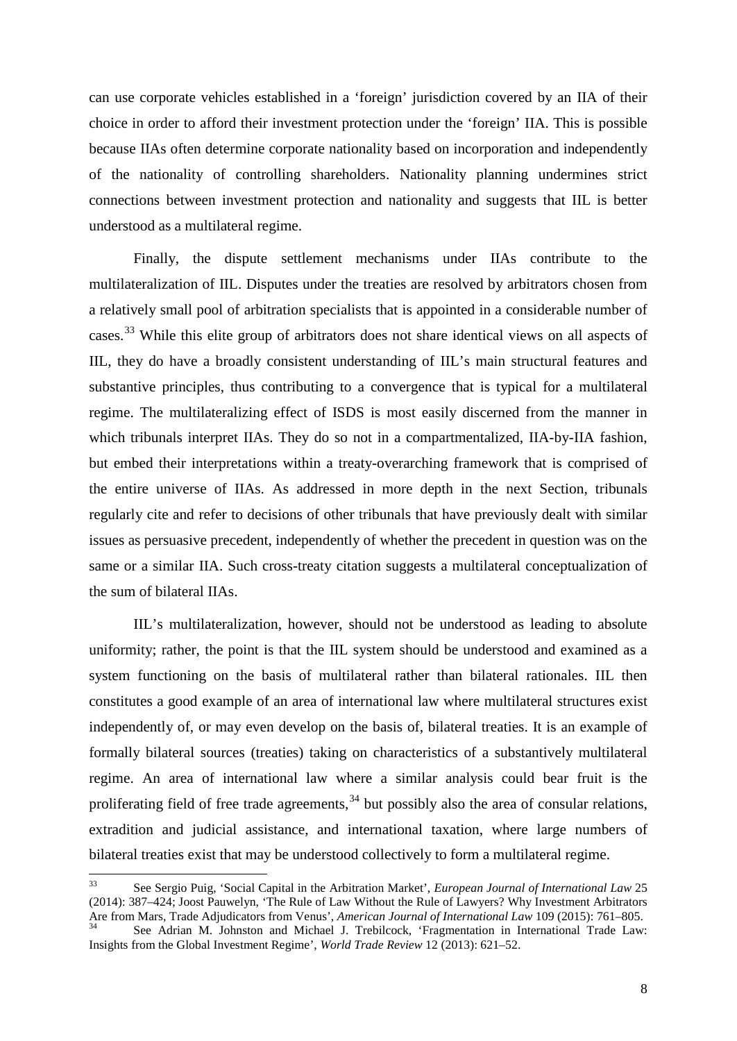can use corporate vehicles established in a 'foreign' jurisdiction covered by an IIA of their choice in order to afford their investment protection under the 'foreign' IIA. This is possible because IIAs often determine corporate nationality based on incorporation and independently of the nationality of controlling shareholders. Nationality planning undermines strict connections between investment protection and nationality and suggests that IIL is better understood as a multilateral regime.

Finally, the dispute settlement mechanisms under IIAs contribute to the multilateralization of IIL. Disputes under the treaties are resolved by arbitrators chosen from a relatively small pool of arbitration specialists that is appointed in a considerable number of cases.[33] While this elite group of arbitrators does not share identical views on all aspects of IIL, they do have a broadly consistent understanding of IIL's main structural features and substantive principles, thus contributing to a convergence that is typical for a multilateral regime. The multilateralizing effect of ISDS is most easily discerned from the manner in which tribunals interpret IIAs. They do so not in a compartmentalized, IIA-by-IIA fashion, but embed their interpretations within a treaty-overarching framework that is comprised of the entire universe of IIAs. As addressed in more depth in the next Section, tribunals regularly cite and refer to decisions of other tribunals that have previously dealt with similar issues as persuasive precedent, independently of whether the precedent in question was on the same or a similar IIA. Such cross-treaty citation suggests a multilateral conceptualization of the sum of bilateral IIAs.

IIL's multilateralization, however, should not be understood as leading to absolute uniformity; rather, the point is that the IIL system should be understood and examined as a system functioning on the basis of multilateral rather than bilateral rationales. IIL then constitutes a good example of an area of international law where multilateral structures exist independently of, or may even develop on the basis of, bilateral treaties. It is an example of formally bilateral sources (treaties) taking on characteristics of a substantively multilateral regime. An area of international law where a similar analysis could bear fruit is the proliferating field of free trade agreements,[34] but possibly also the area of consular relations, extradition and judicial assistance, and international taxation, where large numbers of bilateral treaties exist that may be understood collectively to form a multilateral regime.

---

[33] See Sergio Puig, 'Social Capital in the Arbitration Market', *European Journal of International Law* 25 (2014): 387–424; Joost Pauwelyn, 'The Rule of Law Without the Rule of Lawyers? Why Investment Arbitrators Are from Mars, Trade Adjudicators from Venus', *American Journal of International Law* 109 (2015): 761–805.

[34] See Adrian M. Johnston and Michael J. Trebilcock, 'Fragmentation in International Trade Law: Insights from the Global Investment Regime', *World Trade Review* 12 (2013): 621–52.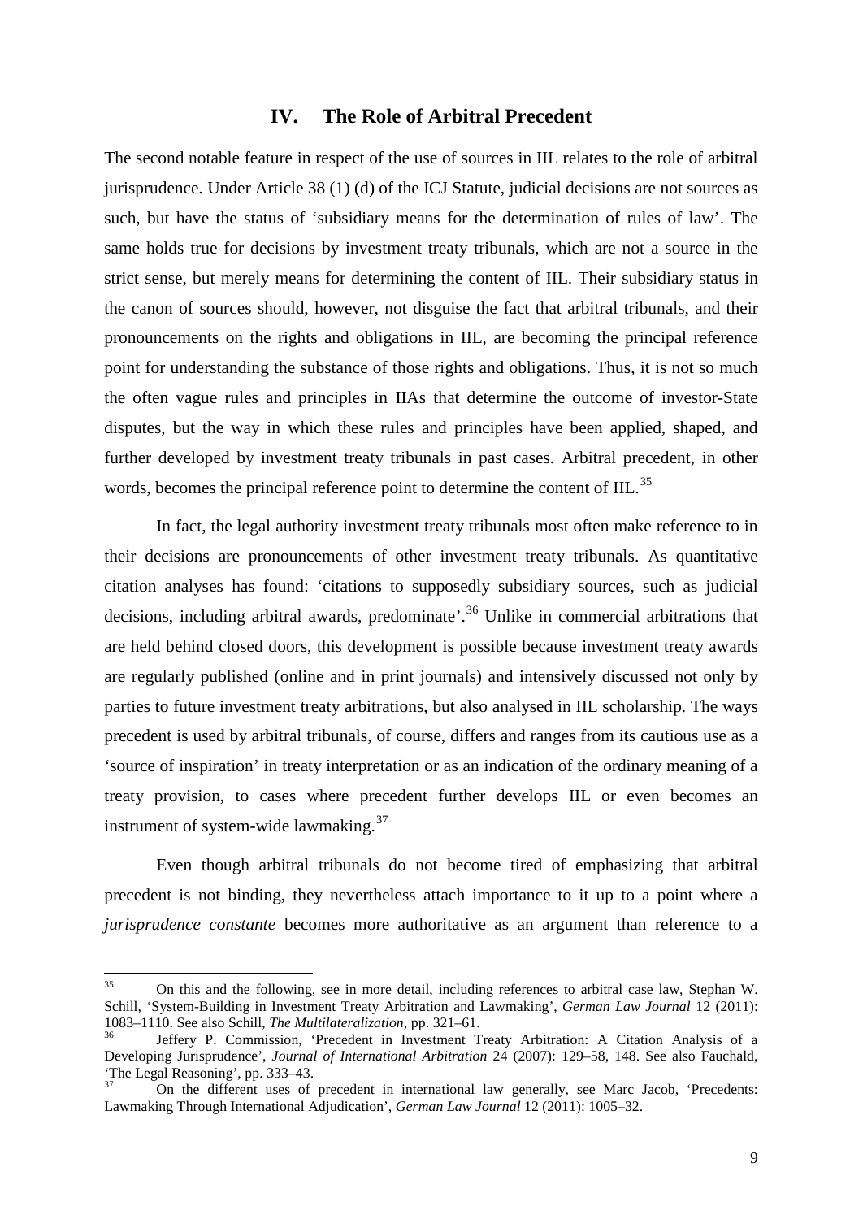## IV. The Role of Arbitral Precedent

The second notable feature in respect of the use of sources in IIL relates to the role of arbitral jurisprudence. Under Article 38 (1) (d) of the ICJ Statute, judicial decisions are not sources as such, but have the status of 'subsidiary means for the determination of rules of law'. The same holds true for decisions by investment treaty tribunals, which are not a source in the strict sense, but merely means for determining the content of IIL. Their subsidiary status in the canon of sources should, however, not disguise the fact that arbitral tribunals, and their pronouncements on the rights and obligations in IIL, are becoming the principal reference point for understanding the substance of those rights and obligations. Thus, it is not so much the often vague rules and principles in IIAs that determine the outcome of investor-State disputes, but the way in which these rules and principles have been applied, shaped, and further developed by investment treaty tribunals in past cases. Arbitral precedent, in other words, becomes the principal reference point to determine the content of IIL.[35]

In fact, the legal authority investment treaty tribunals most often make reference to in their decisions are pronouncements of other investment treaty tribunals. As quantitative citation analyses has found: 'citations to supposedly subsidiary sources, such as judicial decisions, including arbitral awards, predominate'.[36] Unlike in commercial arbitrations that are held behind closed doors, this development is possible because investment treaty awards are regularly published (online and in print journals) and intensively discussed not only by parties to future investment treaty arbitrations, but also analysed in IIL scholarship. The ways precedent is used by arbitral tribunals, of course, differs and ranges from its cautious use as a 'source of inspiration' in treaty interpretation or as an indication of the ordinary meaning of a treaty provision, to cases where precedent further develops IIL or even becomes an instrument of system-wide lawmaking.[37]

Even though arbitral tribunals do not become tired of emphasizing that arbitral precedent is not binding, they nevertheless attach importance to it up to a point where a *jurisprudence constante* becomes more authoritative as an argument than reference to a

---

[35] On this and the following, see in more detail, including references to arbitral case law, Stephan W. Schill, 'System-Building in Investment Treaty Arbitration and Lawmaking', *German Law Journal* 12 (2011): 1083–1110. See also Schill, *The Multilateralization*, pp. 321–61.

[36] Jeffery P. Commission, 'Precedent in Investment Treaty Arbitration: A Citation Analysis of a Developing Jurisprudence', *Journal of International Arbitration* 24 (2007): 129–58, 148. See also Fauchald, 'The Legal Reasoning', pp. 333–43.

[37] On the different uses of precedent in international law generally, see Marc Jacob, 'Precedents: Lawmaking Through International Adjudication', *German Law Journal* 12 (2011): 1005–32.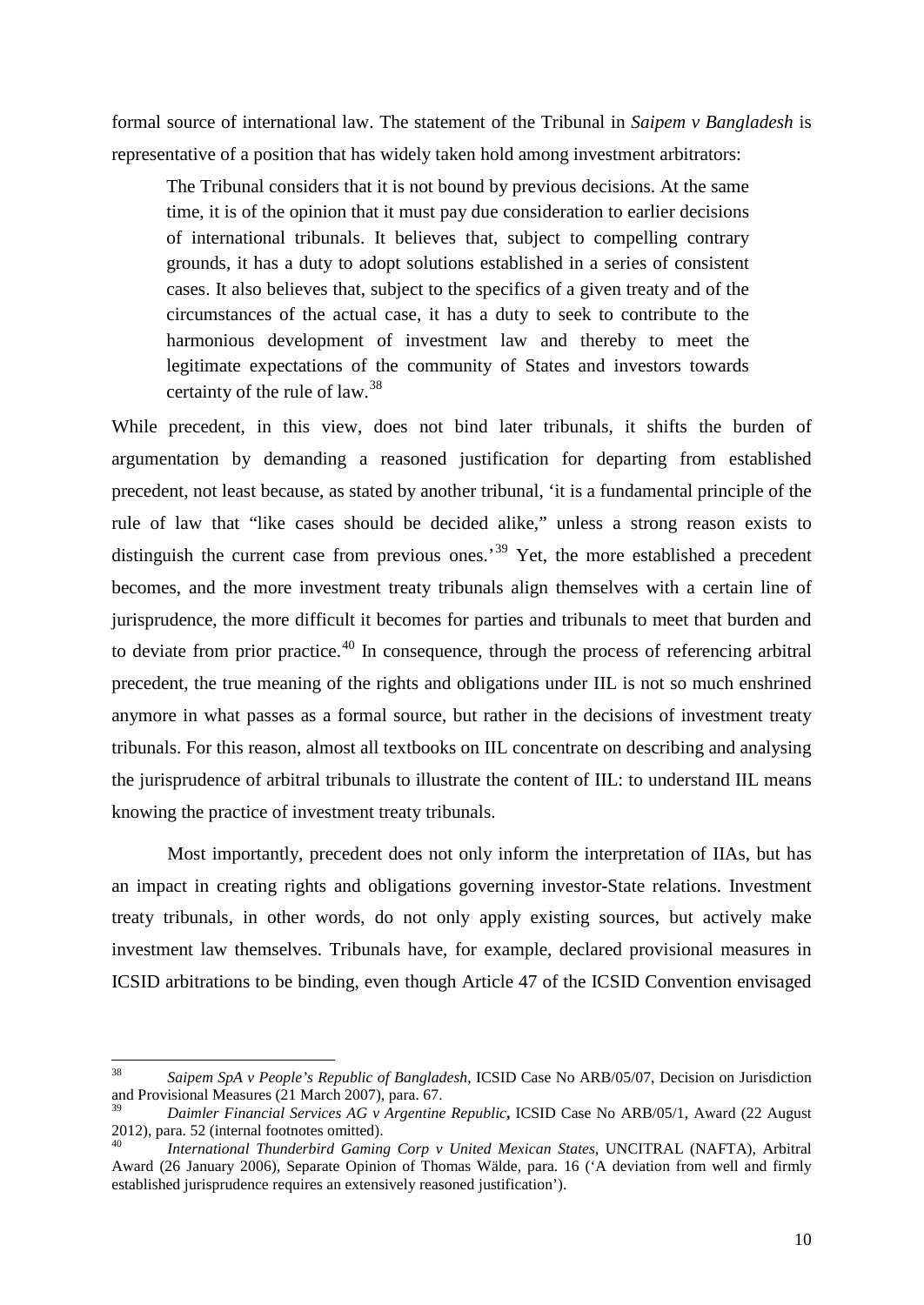formal source of international law. The statement of the Tribunal in *Saipem v Bangladesh* is representative of a position that has widely taken hold among investment arbitrators:

> The Tribunal considers that it is not bound by previous decisions. At the same time, it is of the opinion that it must pay due consideration to earlier decisions of international tribunals. It believes that, subject to compelling contrary grounds, it has a duty to adopt solutions established in a series of consistent cases. It also believes that, subject to the specifics of a given treaty and of the circumstances of the actual case, it has a duty to seek to contribute to the harmonious development of investment law and thereby to meet the legitimate expectations of the community of States and investors towards certainty of the rule of law.[38]

While precedent, in this view, does not bind later tribunals, it shifts the burden of argumentation by demanding a reasoned justification for departing from established precedent, not least because, as stated by another tribunal, 'it is a fundamental principle of the rule of law that "like cases should be decided alike," unless a strong reason exists to distinguish the current case from previous ones.'[39] Yet, the more established a precedent becomes, and the more investment treaty tribunals align themselves with a certain line of jurisprudence, the more difficult it becomes for parties and tribunals to meet that burden and to deviate from prior practice.[40] In consequence, through the process of referencing arbitral precedent, the true meaning of the rights and obligations under IIL is not so much enshrined anymore in what passes as a formal source, but rather in the decisions of investment treaty tribunals. For this reason, almost all textbooks on IIL concentrate on describing and analysing the jurisprudence of arbitral tribunals to illustrate the content of IIL: to understand IIL means knowing the practice of investment treaty tribunals.

Most importantly, precedent does not only inform the interpretation of IIAs, but has an impact in creating rights and obligations governing investor-State relations. Investment treaty tribunals, in other words, do not only apply existing sources, but actively make investment law themselves. Tribunals have, for example, declared provisional measures in ICSID arbitrations to be binding, even though Article 47 of the ICSID Convention envisaged

---

[38] *Saipem SpA v People's Republic of Bangladesh*, ICSID Case No ARB/05/07, Decision on Jurisdiction and Provisional Measures (21 March 2007), para. 67.

[39] *Daimler Financial Services AG v Argentine Republic*, ICSID Case No ARB/05/1, Award (22 August 2012), para. 52 (internal footnotes omitted).

[40] *International Thunderbird Gaming Corp v United Mexican States*, UNCITRAL (NAFTA), Arbitral Award (26 January 2006), Separate Opinion of Thomas Wälde, para. 16 ('A deviation from well and firmly established jurisprudence requires an extensively reasoned justification').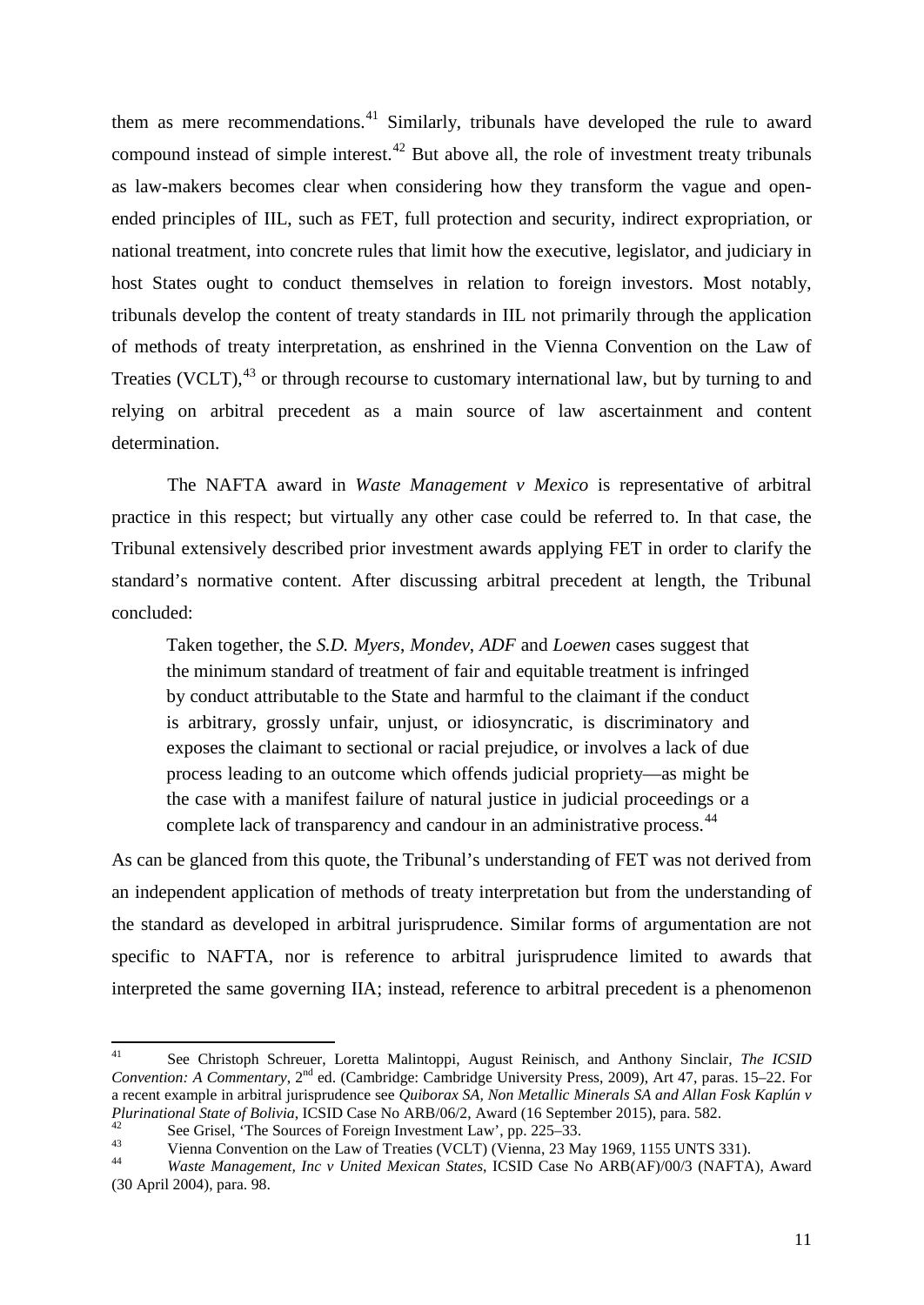them as mere recommendations.[41] Similarly, tribunals have developed the rule to award compound instead of simple interest.[42] But above all, the role of investment treaty tribunals as law-makers becomes clear when considering how they transform the vague and open-ended principles of IIL, such as FET, full protection and security, indirect expropriation, or national treatment, into concrete rules that limit how the executive, legislator, and judiciary in host States ought to conduct themselves in relation to foreign investors. Most notably, tribunals develop the content of treaty standards in IIL not primarily through the application of methods of treaty interpretation, as enshrined in the Vienna Convention on the Law of Treaties (VCLT),[43] or through recourse to customary international law, but by turning to and relying on arbitral precedent as a main source of law ascertainment and content determination.

The NAFTA award in *Waste Management v Mexico* is representative of arbitral practice in this respect; but virtually any other case could be referred to. In that case, the Tribunal extensively described prior investment awards applying FET in order to clarify the standard's normative content. After discussing arbitral precedent at length, the Tribunal concluded:

> Taken together, the *S.D. Myers*, *Mondev*, *ADF* and *Loewen* cases suggest that the minimum standard of treatment of fair and equitable treatment is infringed by conduct attributable to the State and harmful to the claimant if the conduct is arbitrary, grossly unfair, unjust, or idiosyncratic, is discriminatory and exposes the claimant to sectional or racial prejudice, or involves a lack of due process leading to an outcome which offends judicial propriety—as might be the case with a manifest failure of natural justice in judicial proceedings or a complete lack of transparency and candour in an administrative process.[44]

As can be glanced from this quote, the Tribunal's understanding of FET was not derived from an independent application of methods of treaty interpretation but from the understanding of the standard as developed in arbitral jurisprudence. Similar forms of argumentation are not specific to NAFTA, nor is reference to arbitral jurisprudence limited to awards that interpreted the same governing IIA; instead, reference to arbitral precedent is a phenomenon

---

[41] See Christoph Schreuer, Loretta Malintoppi, August Reinisch, and Anthony Sinclair, *The ICSID Convention: A Commentary*, 2nd ed. (Cambridge: Cambridge University Press, 2009), Art 47, paras. 15–22. For a recent example in arbitral jurisprudence see *Quiborax SA, Non Metallic Minerals SA and Allan Fosk Kaplún v Plurinational State of Bolivia*, ICSID Case No ARB/06/2, Award (16 September 2015), para. 582.

[42] See Grisel, 'The Sources of Foreign Investment Law', pp. 225–33.

[43] Vienna Convention on the Law of Treaties (VCLT) (Vienna, 23 May 1969, 1155 UNTS 331).

[44] *Waste Management, Inc v United Mexican States*, ICSID Case No ARB(AF)/00/3 (NAFTA), Award (30 April 2004), para. 98.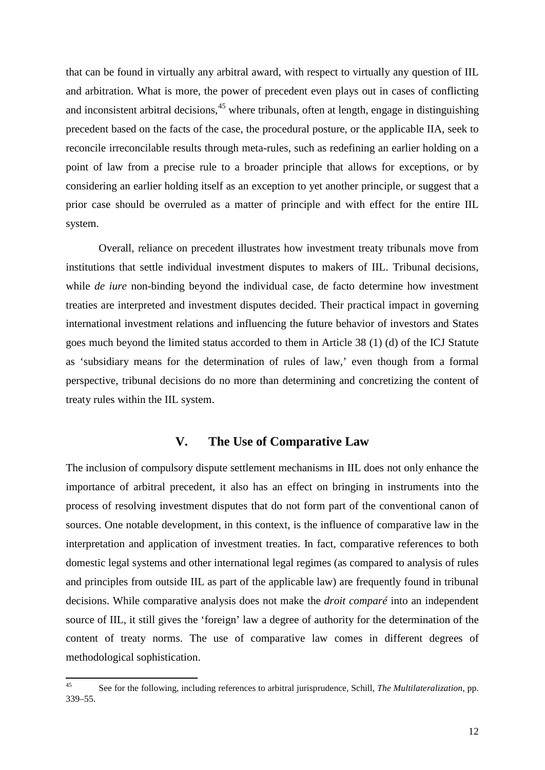that can be found in virtually any arbitral award, with respect to virtually any question of IIL and arbitration. What is more, the power of precedent even plays out in cases of conflicting and inconsistent arbitral decisions,[45] where tribunals, often at length, engage in distinguishing precedent based on the facts of the case, the procedural posture, or the applicable IIA, seek to reconcile irreconcilable results through meta-rules, such as redefining an earlier holding on a point of law from a precise rule to a broader principle that allows for exceptions, or by considering an earlier holding itself as an exception to yet another principle, or suggest that a prior case should be overruled as a matter of principle and with effect for the entire IIL system.

Overall, reliance on precedent illustrates how investment treaty tribunals move from institutions that settle individual investment disputes to makers of IIL. Tribunal decisions, while *de iure* non-binding beyond the individual case, de facto determine how investment treaties are interpreted and investment disputes decided. Their practical impact in governing international investment relations and influencing the future behavior of investors and States goes much beyond the limited status accorded to them in Article 38 (1) (d) of the ICJ Statute as 'subsidiary means for the determination of rules of law,' even though from a formal perspective, tribunal decisions do no more than determining and concretizing the content of treaty rules within the IIL system.

## V. The Use of Comparative Law

The inclusion of compulsory dispute settlement mechanisms in IIL does not only enhance the importance of arbitral precedent, it also has an effect on bringing in instruments into the process of resolving investment disputes that do not form part of the conventional canon of sources. One notable development, in this context, is the influence of comparative law in the interpretation and application of investment treaties. In fact, comparative references to both domestic legal systems and other international legal regimes (as compared to analysis of rules and principles from outside IIL as part of the applicable law) are frequently found in tribunal decisions. While comparative analysis does not make the *droit comparé* into an independent source of IIL, it still gives the 'foreign' law a degree of authority for the determination of the content of treaty norms. The use of comparative law comes in different degrees of methodological sophistication.

---

[45] See for the following, including references to arbitral jurisprudence, Schill, *The Multilateralization*, pp. 339–55.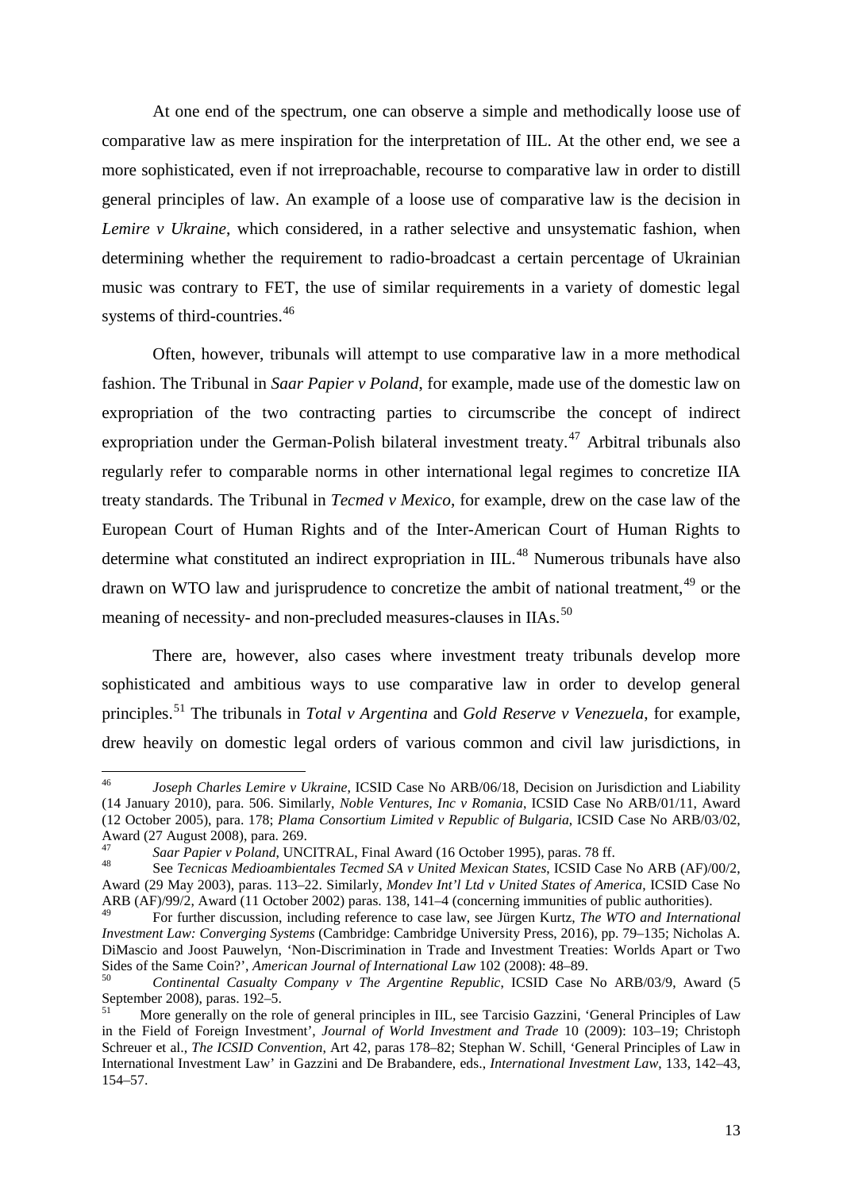At one end of the spectrum, one can observe a simple and methodically loose use of comparative law as mere inspiration for the interpretation of IIL. At the other end, we see a more sophisticated, even if not irreproachable, recourse to comparative law in order to distill general principles of law. An example of a loose use of comparative law is the decision in *Lemire v Ukraine*, which considered, in a rather selective and unsystematic fashion, when determining whether the requirement to radio-broadcast a certain percentage of Ukrainian music was contrary to FET, the use of similar requirements in a variety of domestic legal systems of third-countries.[46]

Often, however, tribunals will attempt to use comparative law in a more methodical fashion. The Tribunal in *Saar Papier v Poland*, for example, made use of the domestic law on expropriation of the two contracting parties to circumscribe the concept of indirect expropriation under the German-Polish bilateral investment treaty.[47] Arbitral tribunals also regularly refer to comparable norms in other international legal regimes to concretize IIA treaty standards. The Tribunal in *Tecmed v Mexico*, for example, drew on the case law of the European Court of Human Rights and of the Inter-American Court of Human Rights to determine what constituted an indirect expropriation in IIL.[48] Numerous tribunals have also drawn on WTO law and jurisprudence to concretize the ambit of national treatment,[49] or the meaning of necessity- and non-precluded measures-clauses in IIAs.[50]

There are, however, also cases where investment treaty tribunals develop more sophisticated and ambitious ways to use comparative law in order to develop general principles.[51] The tribunals in *Total v Argentina* and *Gold Reserve v Venezuela*, for example, drew heavily on domestic legal orders of various common and civil law jurisdictions, in

---

[46] *Joseph Charles Lemire v Ukraine*, ICSID Case No ARB/06/18, Decision on Jurisdiction and Liability (14 January 2010), para. 506. Similarly, *Noble Ventures, Inc v Romania*, ICSID Case No ARB/01/11, Award (12 October 2005), para. 178; *Plama Consortium Limited v Republic of Bulgaria*, ICSID Case No ARB/03/02, Award (27 August 2008), para. 269.

[47] *Saar Papier v Poland*, UNCITRAL, Final Award (16 October 1995), paras. 78 ff.

[48] See *Tecnicas Medioambientales Tecmed SA v United Mexican States*, ICSID Case No ARB (AF)/00/2, Award (29 May 2003), paras. 113–22. Similarly, *Mondev Int'l Ltd v United States of America*, ICSID Case No ARB (AF)/99/2, Award (11 October 2002) paras. 138, 141–4 (concerning immunities of public authorities).

[49] For further discussion, including reference to case law, see Jürgen Kurtz, *The WTO and International Investment Law: Converging Systems* (Cambridge: Cambridge University Press, 2016), pp. 79–135; Nicholas A. DiMascio and Joost Pauwelyn, 'Non-Discrimination in Trade and Investment Treaties: Worlds Apart or Two Sides of the Same Coin?', *American Journal of International Law* 102 (2008): 48–89.

[50] *Continental Casualty Company v The Argentine Republic*, ICSID Case No ARB/03/9, Award (5 September 2008), paras. 192–5.

[51] More generally on the role of general principles in IIL, see Tarcisio Gazzini, 'General Principles of Law in the Field of Foreign Investment', *Journal of World Investment and Trade* 10 (2009): 103–19; Christoph Schreuer et al., *The ICSID Convention*, Art 42, paras 178–82; Stephan W. Schill, 'General Principles of Law in International Investment Law' in Gazzini and De Brabandere, eds., *International Investment Law*, 133, 142–43, 154–57.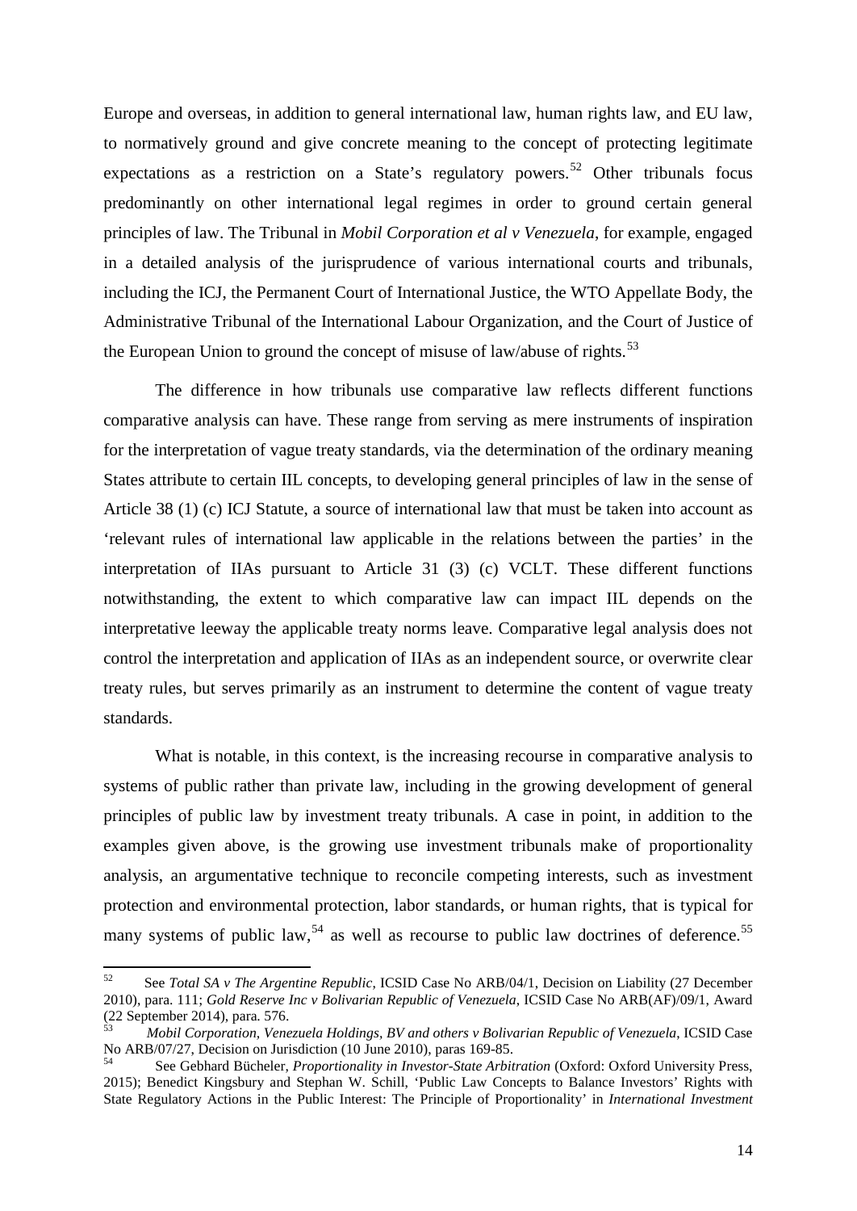Europe and overseas, in addition to general international law, human rights law, and EU law, to normatively ground and give concrete meaning to the concept of protecting legitimate expectations as a restriction on a State's regulatory powers.[52] Other tribunals focus predominantly on other international legal regimes in order to ground certain general principles of law. The Tribunal in *Mobil Corporation et al v Venezuela*, for example, engaged in a detailed analysis of the jurisprudence of various international courts and tribunals, including the ICJ, the Permanent Court of International Justice, the WTO Appellate Body, the Administrative Tribunal of the International Labour Organization, and the Court of Justice of the European Union to ground the concept of misuse of law/abuse of rights.[53]

The difference in how tribunals use comparative law reflects different functions comparative analysis can have. These range from serving as mere instruments of inspiration for the interpretation of vague treaty standards, via the determination of the ordinary meaning States attribute to certain IIL concepts, to developing general principles of law in the sense of Article 38 (1) (c) ICJ Statute, a source of international law that must be taken into account as 'relevant rules of international law applicable in the relations between the parties' in the interpretation of IIAs pursuant to Article 31 (3) (c) VCLT. These different functions notwithstanding, the extent to which comparative law can impact IIL depends on the interpretative leeway the applicable treaty norms leave. Comparative legal analysis does not control the interpretation and application of IIAs as an independent source, or overwrite clear treaty rules, but serves primarily as an instrument to determine the content of vague treaty standards.

What is notable, in this context, is the increasing recourse in comparative analysis to systems of public rather than private law, including in the growing development of general principles of public law by investment treaty tribunals. A case in point, in addition to the examples given above, is the growing use investment tribunals make of proportionality analysis, an argumentative technique to reconcile competing interests, such as investment protection and environmental protection, labor standards, or human rights, that is typical for many systems of public law,[54] as well as recourse to public law doctrines of deference.[55]

---

[52] See *Total SA v The Argentine Republic*, ICSID Case No ARB/04/1, Decision on Liability (27 December 2010), para. 111; *Gold Reserve Inc v Bolivarian Republic of Venezuela*, ICSID Case No ARB(AF)/09/1, Award (22 September 2014), para. 576.

[53] *Mobil Corporation, Venezuela Holdings, BV and others v Bolivarian Republic of Venezuela*, ICSID Case No ARB/07/27, Decision on Jurisdiction (10 June 2010), paras 169-85.

[54] See Gebhard Bücheler, *Proportionality in Investor-State Arbitration* (Oxford: Oxford University Press, 2015); Benedict Kingsbury and Stephan W. Schill, 'Public Law Concepts to Balance Investors' Rights with State Regulatory Actions in the Public Interest: The Principle of Proportionality' in *International Investment*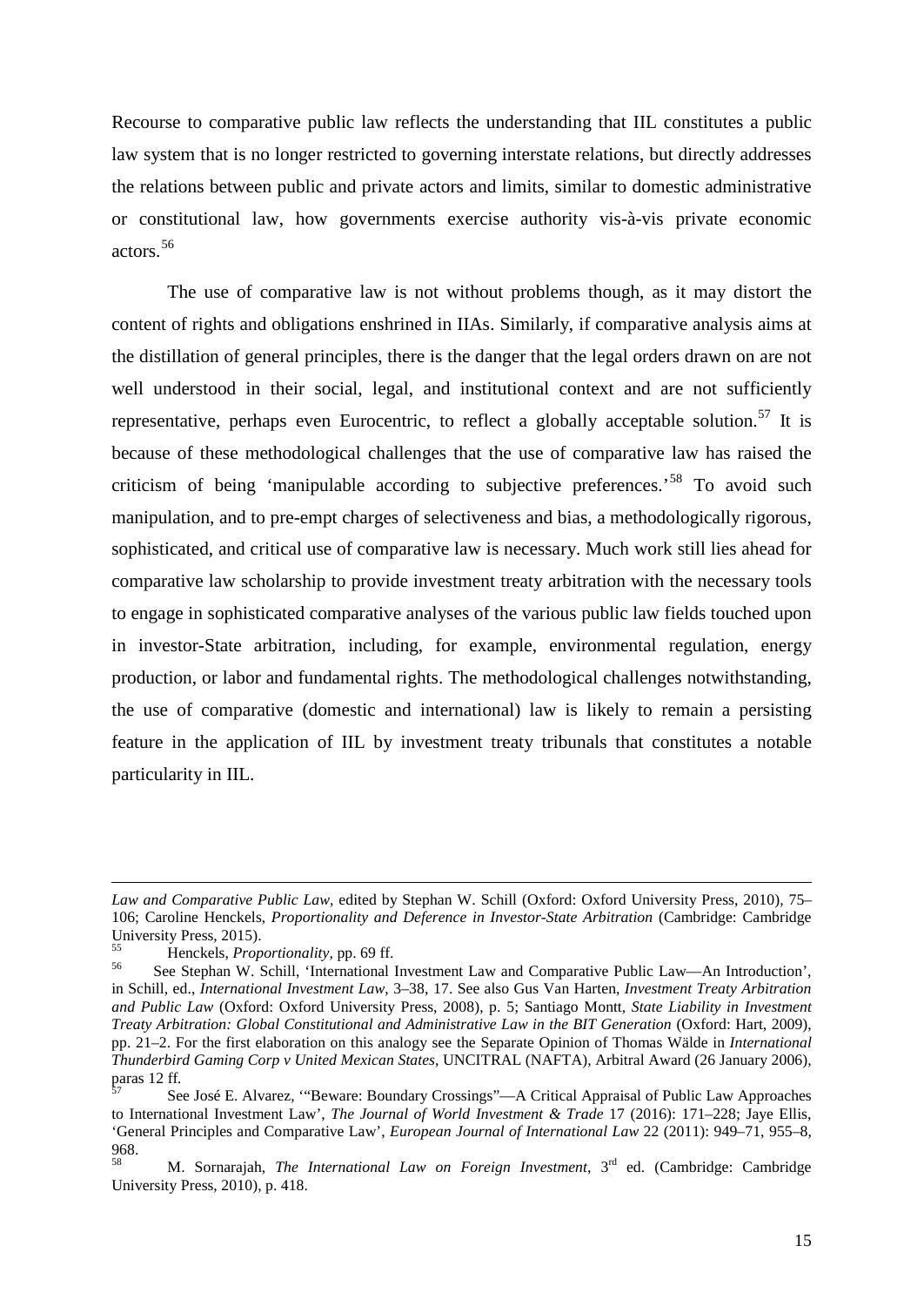Recourse to comparative public law reflects the understanding that IIL constitutes a public law system that is no longer restricted to governing interstate relations, but directly addresses the relations between public and private actors and limits, similar to domestic administrative or constitutional law, how governments exercise authority vis-à-vis private economic actors.[56]

The use of comparative law is not without problems though, as it may distort the content of rights and obligations enshrined in IIAs. Similarly, if comparative analysis aims at the distillation of general principles, there is the danger that the legal orders drawn on are not well understood in their social, legal, and institutional context and are not sufficiently representative, perhaps even Eurocentric, to reflect a globally acceptable solution.[57] It is because of these methodological challenges that the use of comparative law has raised the criticism of being 'manipulable according to subjective preferences.'[58] To avoid such manipulation, and to pre-empt charges of selectiveness and bias, a methodologically rigorous, sophisticated, and critical use of comparative law is necessary. Much work still lies ahead for comparative law scholarship to provide investment treaty arbitration with the necessary tools to engage in sophisticated comparative analyses of the various public law fields touched upon in investor-State arbitration, including, for example, environmental regulation, energy production, or labor and fundamental rights. The methodological challenges notwithstanding, the use of comparative (domestic and international) law is likely to remain a persisting feature in the application of IIL by investment treaty tribunals that constitutes a notable particularity in IIL.

---

*Law and Comparative Public Law*, edited by Stephan W. Schill (Oxford: Oxford University Press, 2010), 75–106; Caroline Henckels, *Proportionality and Deference in Investor-State Arbitration* (Cambridge: Cambridge University Press, 2015).

[55] Henckels, *Proportionality*, pp. 69 ff.

[56] See Stephan W. Schill, 'International Investment Law and Comparative Public Law—An Introduction', in Schill, ed., *International Investment Law*, 3–38, 17. See also Gus Van Harten, *Investment Treaty Arbitration and Public Law* (Oxford: Oxford University Press, 2008), p. 5; Santiago Montt, *State Liability in Investment Treaty Arbitration: Global Constitutional and Administrative Law in the BIT Generation* (Oxford: Hart, 2009), pp. 21–2. For the first elaboration on this analogy see the Separate Opinion of Thomas Wälde in *International Thunderbird Gaming Corp v United Mexican States*, UNCITRAL (NAFTA), Arbitral Award (26 January 2006), paras 12 ff.

[57] See José E. Alvarez, '"Beware: Boundary Crossings"—A Critical Appraisal of Public Law Approaches to International Investment Law', *The Journal of World Investment & Trade* 17 (2016): 171–228; Jaye Ellis, 'General Principles and Comparative Law', *European Journal of International Law* 22 (2011): 949–71, 955–8, 968.

[58] M. Sornarajah, *The International Law on Foreign Investment*, 3rd ed. (Cambridge: Cambridge University Press, 2010), p. 418.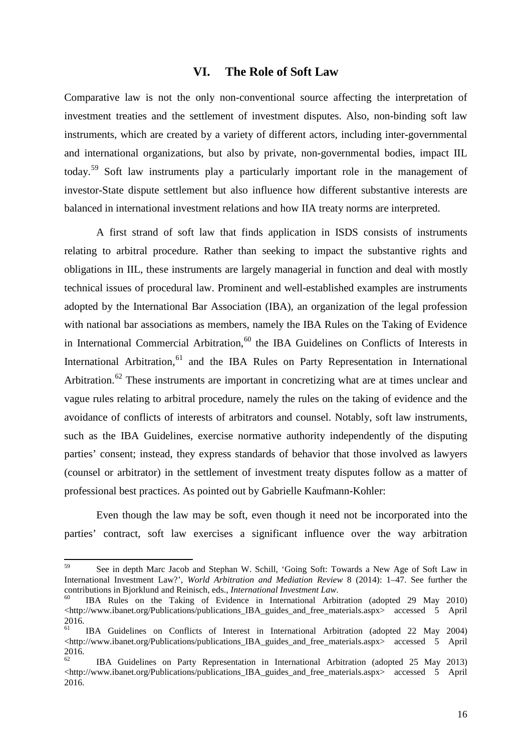## VI. The Role of Soft Law

Comparative law is not the only non-conventional source affecting the interpretation of investment treaties and the settlement of investment disputes. Also, non-binding soft law instruments, which are created by a variety of different actors, including inter-governmental and international organizations, but also by private, non-governmental bodies, impact IIL today.[59] Soft law instruments play a particularly important role in the management of investor-State dispute settlement but also influence how different substantive interests are balanced in international investment relations and how IIA treaty norms are interpreted.

A first strand of soft law that finds application in ISDS consists of instruments relating to arbitral procedure. Rather than seeking to impact the substantive rights and obligations in IIL, these instruments are largely managerial in function and deal with mostly technical issues of procedural law. Prominent and well-established examples are instruments adopted by the International Bar Association (IBA), an organization of the legal profession with national bar associations as members, namely the IBA Rules on the Taking of Evidence in International Commercial Arbitration,[60] the IBA Guidelines on Conflicts of Interests in International Arbitration,[61] and the IBA Rules on Party Representation in International Arbitration.[62] These instruments are important in concretizing what are at times unclear and vague rules relating to arbitral procedure, namely the rules on the taking of evidence and the avoidance of conflicts of interests of arbitrators and counsel. Notably, soft law instruments, such as the IBA Guidelines, exercise normative authority independently of the disputing parties' consent; instead, they express standards of behavior that those involved as lawyers (counsel or arbitrator) in the settlement of investment treaty disputes follow as a matter of professional best practices. As pointed out by Gabrielle Kaufmann-Kohler:

Even though the law may be soft, even though it need not be incorporated into the parties' contract, soft law exercises a significant influence over the way arbitration

---

[59] See in depth Marc Jacob and Stephan W. Schill, 'Going Soft: Towards a New Age of Soft Law in International Investment Law?', *World Arbitration and Mediation Review* 8 (2014): 1–47. See further the contributions in Bjorklund and Reinisch, eds., *International Investment Law*.

[60] IBA Rules on the Taking of Evidence in International Arbitration (adopted 29 May 2010) <http://www.ibanet.org/Publications/publications_IBA_guides_and_free_materials.aspx> accessed 5 April 2016.

[61] IBA Guidelines on Conflicts of Interest in International Arbitration (adopted 22 May 2004) <http://www.ibanet.org/Publications/publications_IBA_guides_and_free_materials.aspx> accessed 5 April 2016.

[62] IBA Guidelines on Party Representation in International Arbitration (adopted 25 May 2013) <http://www.ibanet.org/Publications/publications_IBA_guides_and_free_materials.aspx> accessed 5 April 2016.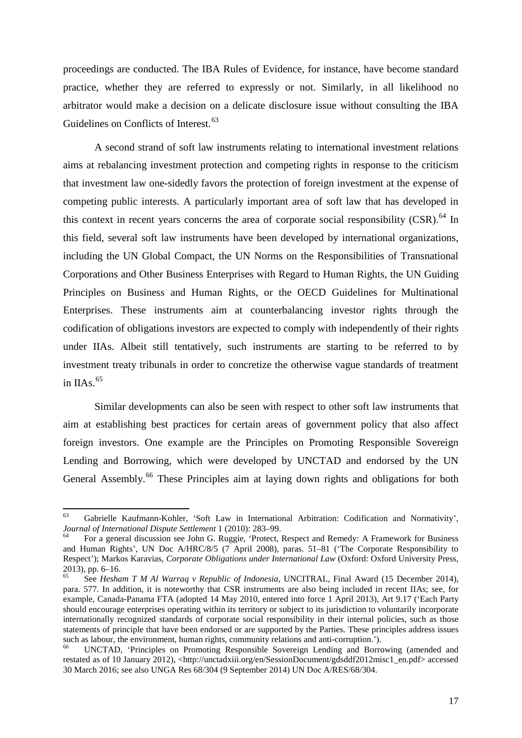proceedings are conducted. The IBA Rules of Evidence, for instance, have become standard practice, whether they are referred to expressly or not. Similarly, in all likelihood no arbitrator would make a decision on a delicate disclosure issue without consulting the IBA Guidelines on Conflicts of Interest.[63]

A second strand of soft law instruments relating to international investment relations aims at rebalancing investment protection and competing rights in response to the criticism that investment law one-sidedly favors the protection of foreign investment at the expense of competing public interests. A particularly important area of soft law that has developed in this context in recent years concerns the area of corporate social responsibility (CSR).[64] In this field, several soft law instruments have been developed by international organizations, including the UN Global Compact, the UN Norms on the Responsibilities of Transnational Corporations and Other Business Enterprises with Regard to Human Rights, the UN Guiding Principles on Business and Human Rights, or the OECD Guidelines for Multinational Enterprises. These instruments aim at counterbalancing investor rights through the codification of obligations investors are expected to comply with independently of their rights under IIAs. Albeit still tentatively, such instruments are starting to be referred to by investment treaty tribunals in order to concretize the otherwise vague standards of treatment in IIAs.[65]

Similar developments can also be seen with respect to other soft law instruments that aim at establishing best practices for certain areas of government policy that also affect foreign investors. One example are the Principles on Promoting Responsible Sovereign Lending and Borrowing, which were developed by UNCTAD and endorsed by the UN General Assembly.[66] These Principles aim at laying down rights and obligations for both

---

[63] Gabrielle Kaufmann-Kohler, 'Soft Law in International Arbitration: Codification and Normativity', *Journal of International Dispute Settlement* 1 (2010): 283–99.

[64] For a general discussion see John G. Ruggie, 'Protect, Respect and Remedy: A Framework for Business and Human Rights', UN Doc A/HRC/8/5 (7 April 2008), paras. 51–81 ('The Corporate Responsibility to Respect'); Markos Karavias, *Corporate Obligations under International Law* (Oxford: Oxford University Press, 2013), pp. 6–16.

[65] See *Hesham T M Al Warraq v Republic of Indonesia*, UNCITRAL, Final Award (15 December 2014), para. 577. In addition, it is noteworthy that CSR instruments are also being included in recent IIAs; see, for example, Canada-Panama FTA (adopted 14 May 2010, entered into force 1 April 2013), Art 9.17 ('Each Party should encourage enterprises operating within its territory or subject to its jurisdiction to voluntarily incorporate internationally recognized standards of corporate social responsibility in their internal policies, such as those statements of principle that have been endorsed or are supported by the Parties. These principles address issues such as labour, the environment, human rights, community relations and anti-corruption.').

[66] UNCTAD, 'Principles on Promoting Responsible Sovereign Lending and Borrowing (amended and restated as of 10 January 2012), <http://unctadxiii.org/en/SessionDocument/gdsddf2012misc1_en.pdf> accessed 30 March 2016; see also UNGA Res 68/304 (9 September 2014) UN Doc A/RES/68/304.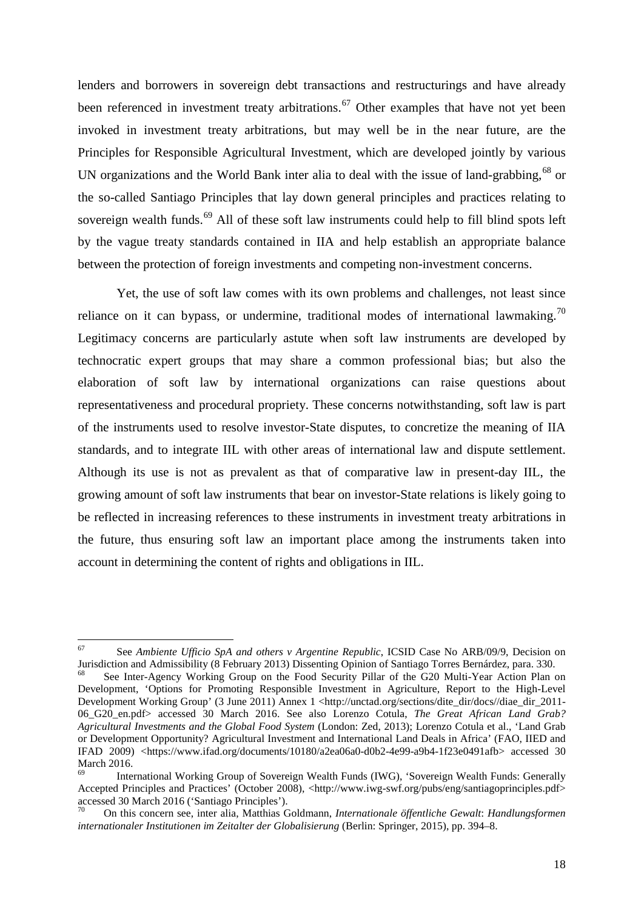lenders and borrowers in sovereign debt transactions and restructurings and have already been referenced in investment treaty arbitrations.[67] Other examples that have not yet been invoked in investment treaty arbitrations, but may well be in the near future, are the Principles for Responsible Agricultural Investment, which are developed jointly by various UN organizations and the World Bank inter alia to deal with the issue of land-grabbing,[68] or the so-called Santiago Principles that lay down general principles and practices relating to sovereign wealth funds.[69] All of these soft law instruments could help to fill blind spots left by the vague treaty standards contained in IIA and help establish an appropriate balance between the protection of foreign investments and competing non-investment concerns.

Yet, the use of soft law comes with its own problems and challenges, not least since reliance on it can bypass, or undermine, traditional modes of international lawmaking.[70] Legitimacy concerns are particularly astute when soft law instruments are developed by technocratic expert groups that may share a common professional bias; but also the elaboration of soft law by international organizations can raise questions about representativeness and procedural propriety. These concerns notwithstanding, soft law is part of the instruments used to resolve investor-State disputes, to concretize the meaning of IIA standards, and to integrate IIL with other areas of international law and dispute settlement. Although its use is not as prevalent as that of comparative law in present-day IIL, the growing amount of soft law instruments that bear on investor-State relations is likely going to be reflected in increasing references to these instruments in investment treaty arbitrations in the future, thus ensuring soft law an important place among the instruments taken into account in determining the content of rights and obligations in IIL.

---

[67] See *Ambiente Ufficio SpA and others v Argentine Republic*, ICSID Case No ARB/09/9, Decision on Jurisdiction and Admissibility (8 February 2013) Dissenting Opinion of Santiago Torres Bernárdez, para. 330.

[68] See Inter-Agency Working Group on the Food Security Pillar of the G20 Multi-Year Action Plan on Development, 'Options for Promoting Responsible Investment in Agriculture, Report to the High-Level Development Working Group' (3 June 2011) Annex 1 <http://unctad.org/sections/dite_dir/docs//diae_dir_2011-06_G20_en.pdf> accessed 30 March 2016. See also Lorenzo Cotula, *The Great African Land Grab? Agricultural Investments and the Global Food System* (London: Zed, 2013); Lorenzo Cotula et al., 'Land Grab or Development Opportunity? Agricultural Investment and International Land Deals in Africa' (FAO, IIED and IFAD 2009) <https://www.ifad.org/documents/10180/a2ea06a0-d0b2-4e99-a9b4-1f23e0491afb> accessed 30 March 2016.

[69] International Working Group of Sovereign Wealth Funds (IWG), 'Sovereign Wealth Funds: Generally Accepted Principles and Practices' (October 2008), <http://www.iwg-swf.org/pubs/eng/santiagoprinciples.pdf> accessed 30 March 2016 ('Santiago Principles').

[70] On this concern see, inter alia, Matthias Goldmann, *Internationale öffentliche Gewalt*: *Handlungsformen internationaler Institutionen im Zeitalter der Globalisierung* (Berlin: Springer, 2015), pp. 394–8.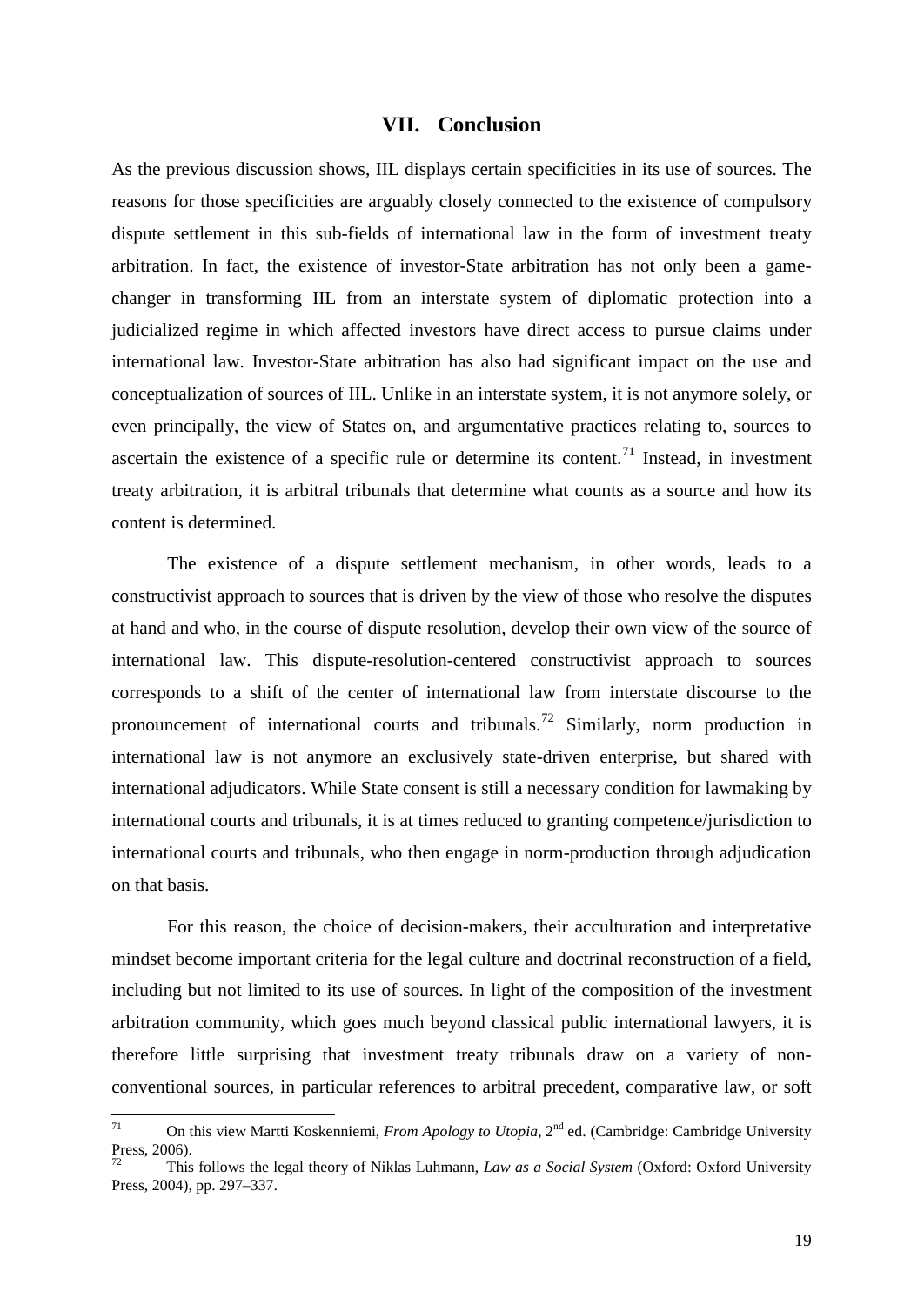## VII. Conclusion

As the previous discussion shows, IIL displays certain specificities in its use of sources. The reasons for those specificities are arguably closely connected to the existence of compulsory dispute settlement in this sub-fields of international law in the form of investment treaty arbitration. In fact, the existence of investor-State arbitration has not only been a game-changer in transforming IIL from an interstate system of diplomatic protection into a judicialized regime in which affected investors have direct access to pursue claims under international law. Investor-State arbitration has also had significant impact on the use and conceptualization of sources of IIL. Unlike in an interstate system, it is not anymore solely, or even principally, the view of States on, and argumentative practices relating to, sources to ascertain the existence of a specific rule or determine its content.[71] Instead, in investment treaty arbitration, it is arbitral tribunals that determine what counts as a source and how its content is determined.

The existence of a dispute settlement mechanism, in other words, leads to a constructivist approach to sources that is driven by the view of those who resolve the disputes at hand and who, in the course of dispute resolution, develop their own view of the source of international law. This dispute-resolution-centered constructivist approach to sources corresponds to a shift of the center of international law from interstate discourse to the pronouncement of international courts and tribunals.[72] Similarly, norm production in international law is not anymore an exclusively state-driven enterprise, but shared with international adjudicators. While State consent is still a necessary condition for lawmaking by international courts and tribunals, it is at times reduced to granting competence/jurisdiction to international courts and tribunals, who then engage in norm-production through adjudication on that basis.

For this reason, the choice of decision-makers, their acculturation and interpretative mindset become important criteria for the legal culture and doctrinal reconstruction of a field, including but not limited to its use of sources. In light of the composition of the investment arbitration community, which goes much beyond classical public international lawyers, it is therefore little surprising that investment treaty tribunals draw on a variety of non-conventional sources, in particular references to arbitral precedent, comparative law, or soft

---

[71] On this view Martti Koskenniemi, *From Apology to Utopia*, 2nd ed. (Cambridge: Cambridge University Press, 2006).

[72] This follows the legal theory of Niklas Luhmann, *Law as a Social System* (Oxford: Oxford University Press, 2004), pp. 297–337.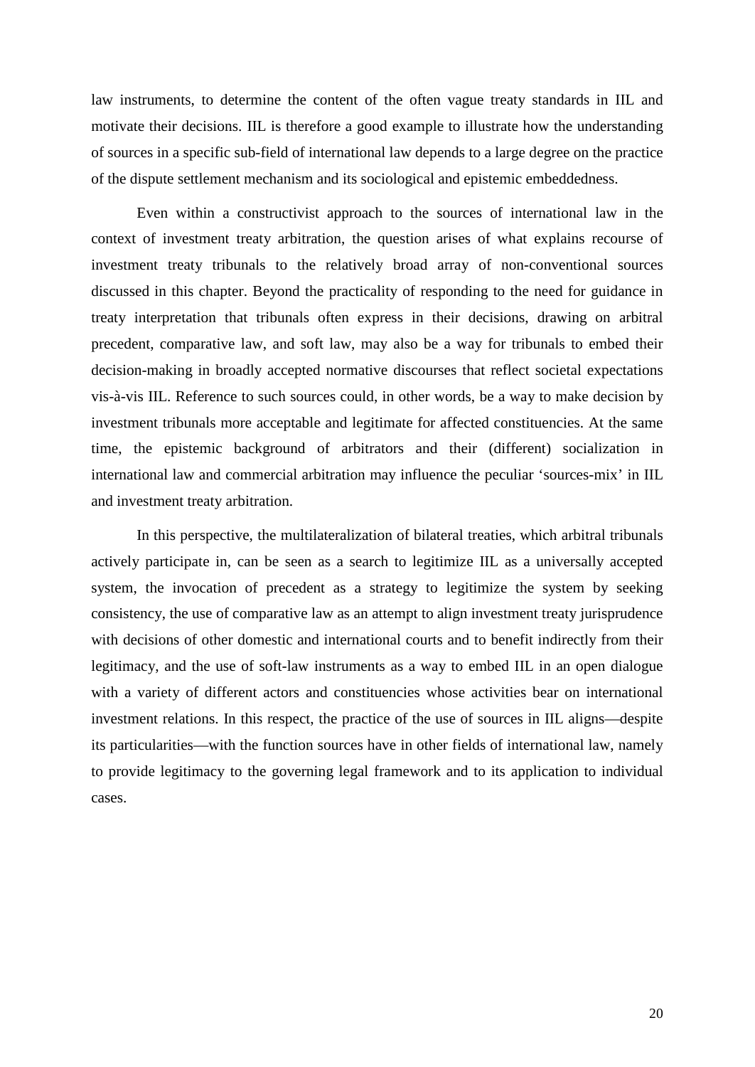law instruments, to determine the content of the often vague treaty standards in IIL and motivate their decisions. IIL is therefore a good example to illustrate how the understanding of sources in a specific sub-field of international law depends to a large degree on the practice of the dispute settlement mechanism and its sociological and epistemic embeddedness.

Even within a constructivist approach to the sources of international law in the context of investment treaty arbitration, the question arises of what explains recourse of investment treaty tribunals to the relatively broad array of non-conventional sources discussed in this chapter. Beyond the practicality of responding to the need for guidance in treaty interpretation that tribunals often express in their decisions, drawing on arbitral precedent, comparative law, and soft law, may also be a way for tribunals to embed their decision-making in broadly accepted normative discourses that reflect societal expectations vis-à-vis IIL. Reference to such sources could, in other words, be a way to make decision by investment tribunals more acceptable and legitimate for affected constituencies. At the same time, the epistemic background of arbitrators and their (different) socialization in international law and commercial arbitration may influence the peculiar 'sources-mix' in IIL and investment treaty arbitration.

In this perspective, the multilateralization of bilateral treaties, which arbitral tribunals actively participate in, can be seen as a search to legitimize IIL as a universally accepted system, the invocation of precedent as a strategy to legitimize the system by seeking consistency, the use of comparative law as an attempt to align investment treaty jurisprudence with decisions of other domestic and international courts and to benefit indirectly from their legitimacy, and the use of soft-law instruments as a way to embed IIL in an open dialogue with a variety of different actors and constituencies whose activities bear on international investment relations. In this respect, the practice of the use of sources in IIL aligns—despite its particularities—with the function sources have in other fields of international law, namely to provide legitimacy to the governing legal framework and to its application to individual cases.